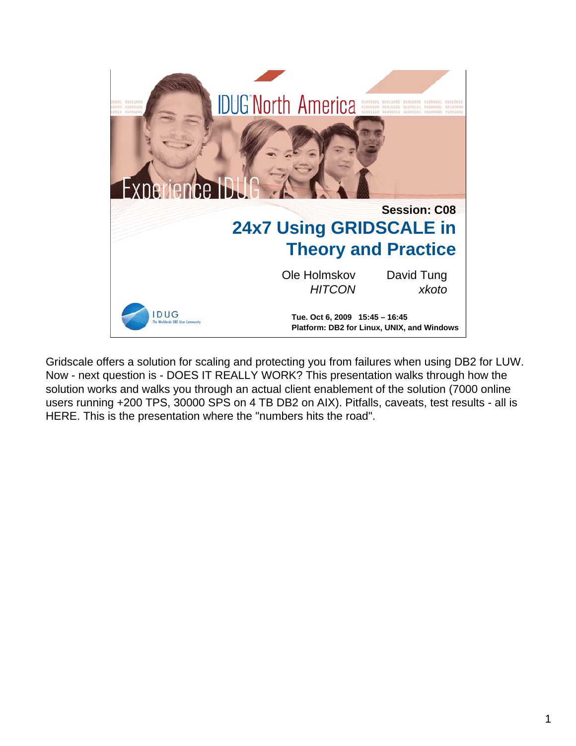IDUG North America

Experience IDUG

Session: C08

# 24x7 Using GRIDSCALE in Theory and Practice

Ole Holmskov
*HITCON*

David Tung
*xkoto*

IDUG
The Worldwide DB2 User Community

**Tue. Oct 6, 2009 15:45 – 16:45**
**Platform: DB2 for Linux, UNIX, and Windows**

Gridscale offers a solution for scaling and protecting you from failures when using DB2 for LUW. Now - next question is - DOES IT REALLY WORK? This presentation walks through how the solution works and walks you through an actual client enablement of the solution (7000 online users running +200 TPS, 30000 SPS on 4 TB DB2 on AIX). Pitfalls, caveats, test results - all is HERE. This is the presentation where the "numbers hits the road".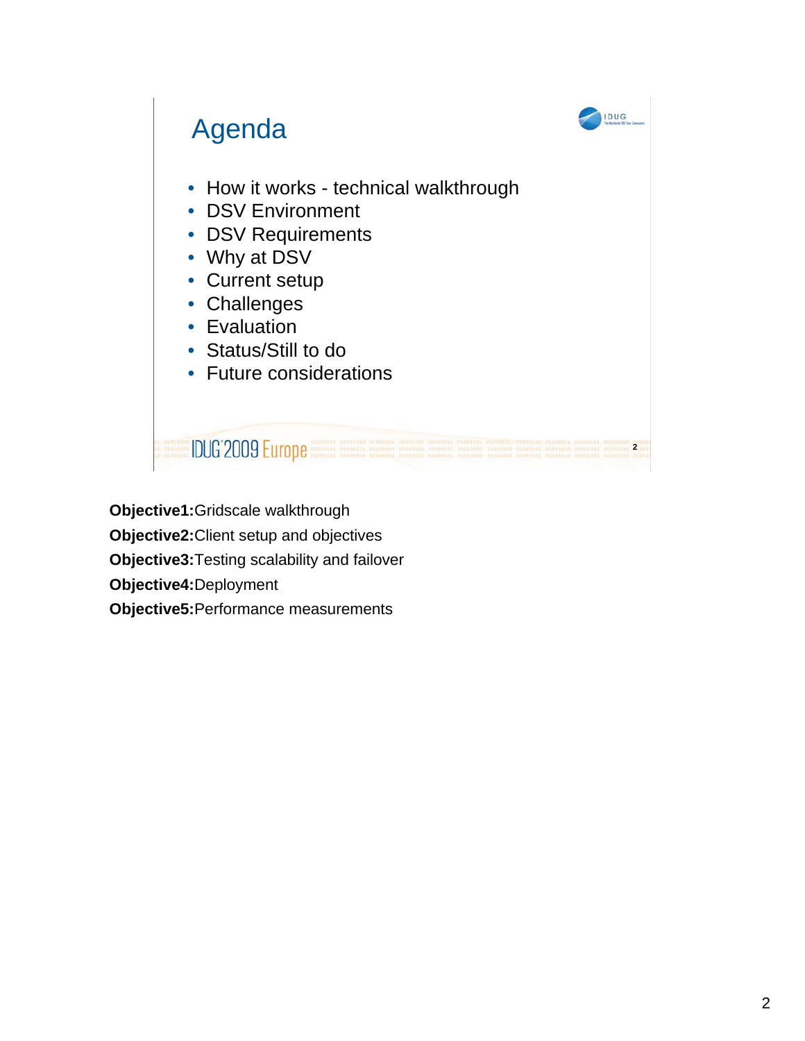# Agenda

- How it works - technical walkthrough
- DSV Environment
- DSV Requirements
- Why at DSV
- Current setup
- Challenges
- Evaluation
- Status/Still to do
- Future considerations

**Objective1:**Gridscale walkthrough

**Objective2:**Client setup and objectives

**Objective3:**Testing scalability and failover

**Objective4:**Deployment

**Objective5:**Performance measurements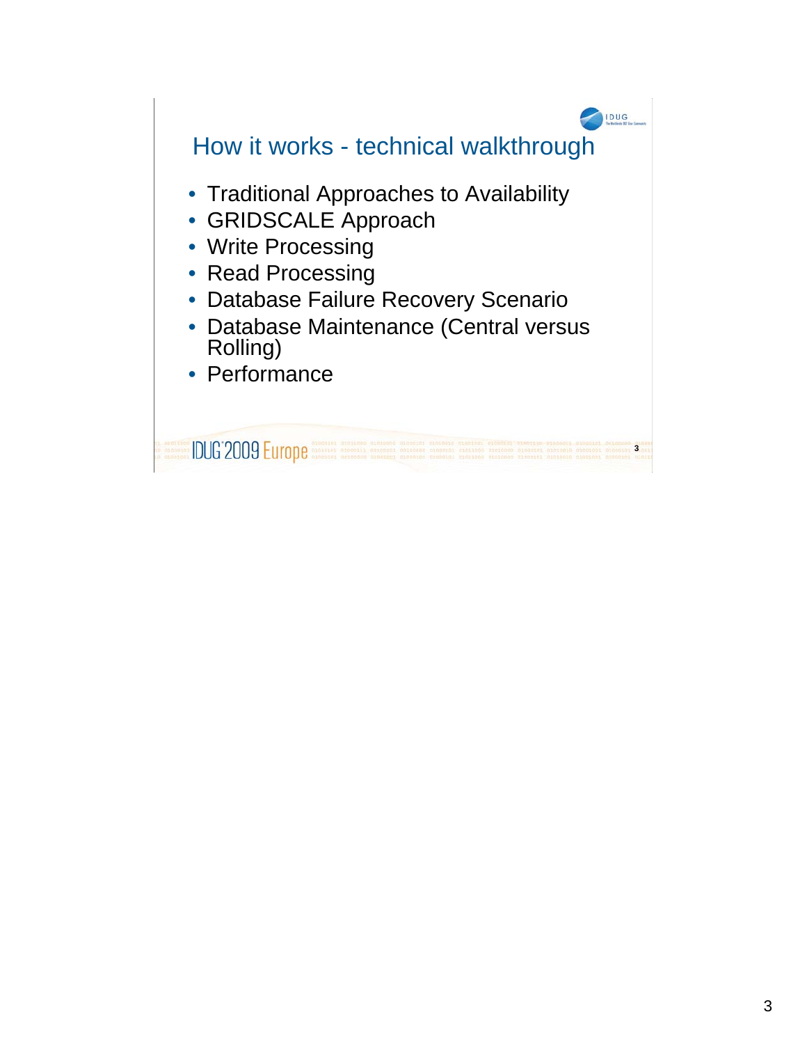# How it works - technical walkthrough

- Traditional Approaches to Availability
- GRIDSCALE Approach
- Write Processing
- Read Processing
- Database Failure Recovery Scenario
- Database Maintenance (Central versus Rolling)
- Performance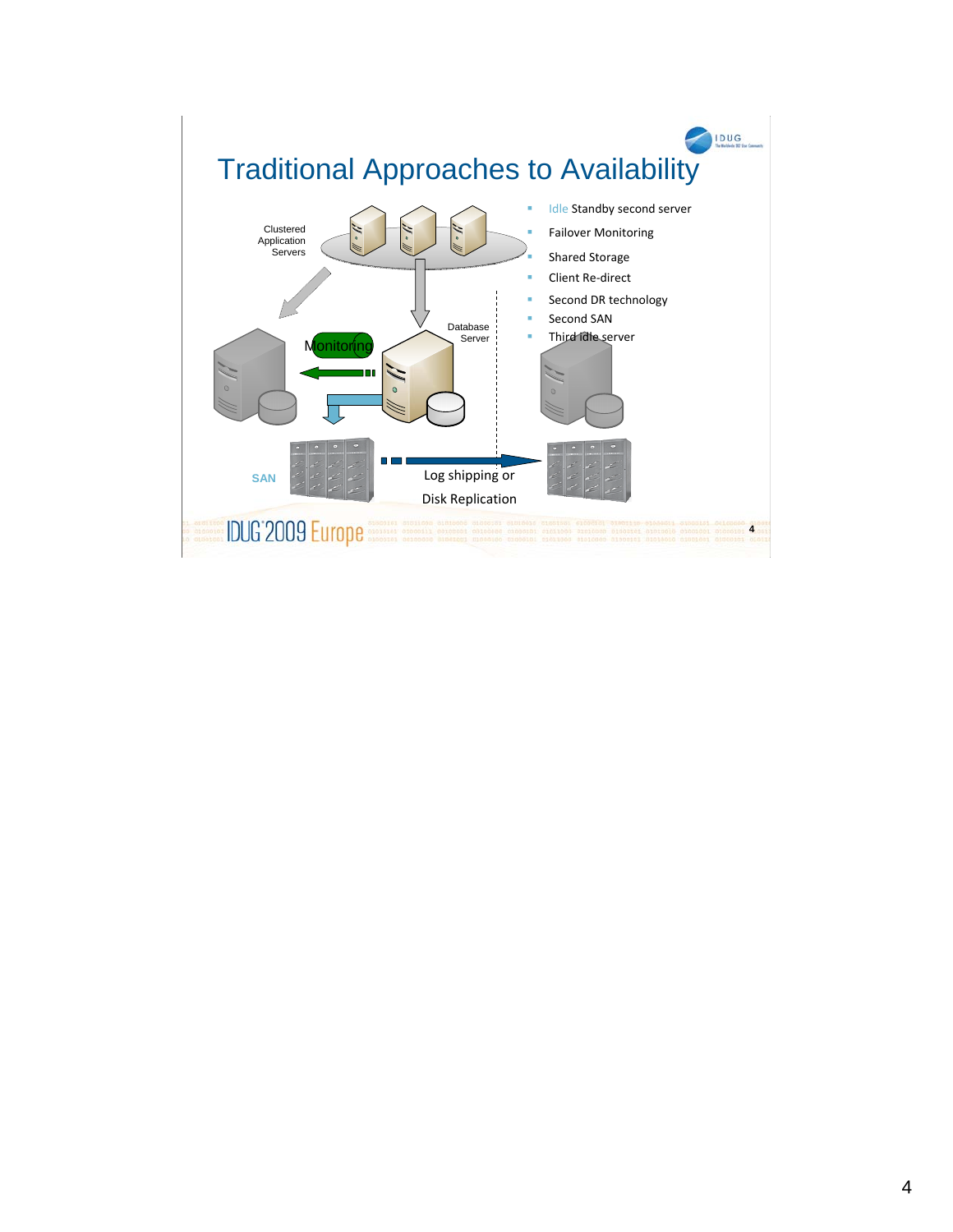# Traditional Approaches to Availability

Clustered Application Servers

Database Server

Monitoring

SAN

Log shipping or Disk Replication

- Idle Standby second server
- Failover Monitoring
- Shared Storage
- Client Re-direct
- Second DR technology
- Second SAN
- Third idle server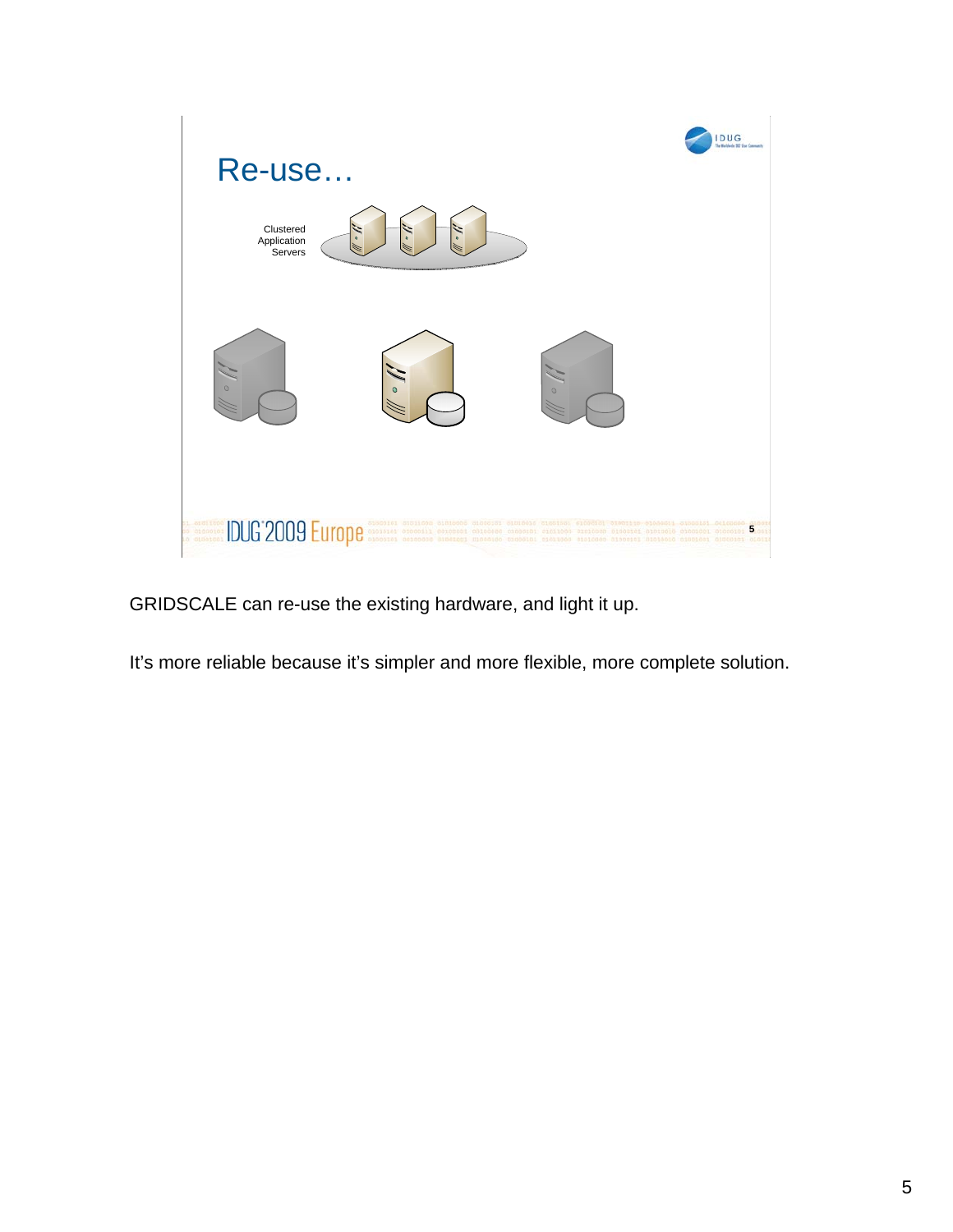## Re-use…

Clustered Application Servers

GRIDSCALE can re-use the existing hardware, and light it up.

It's more reliable because it's simpler and more flexible, more complete solution.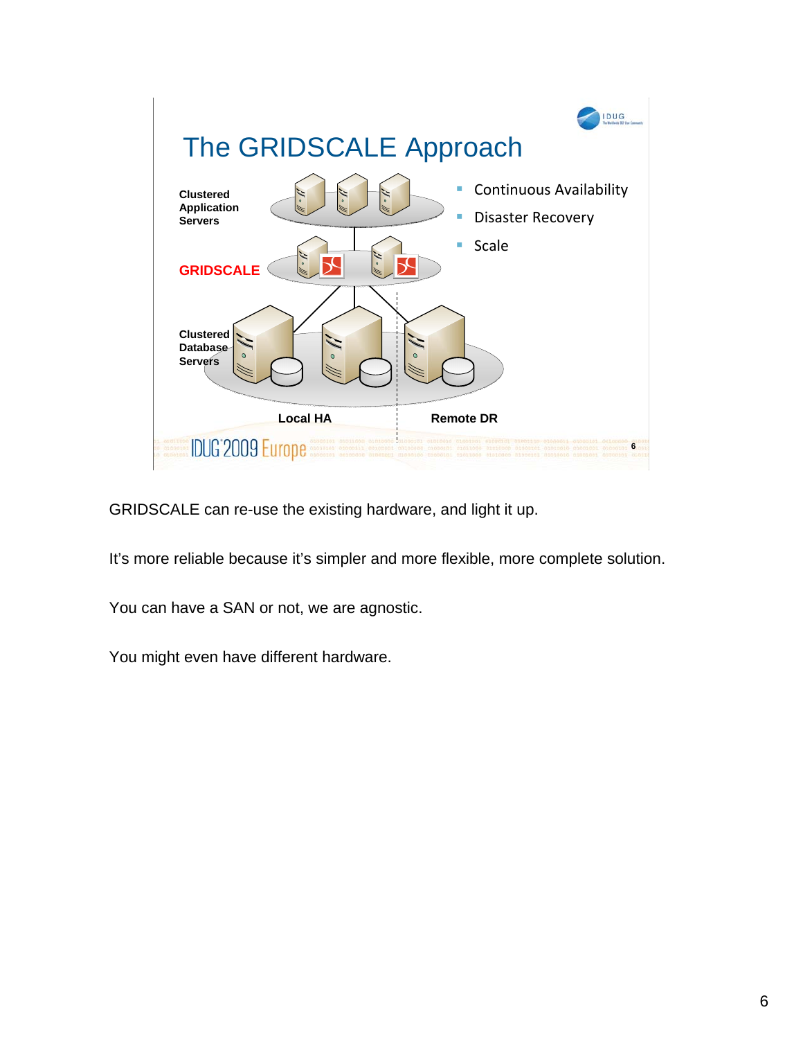# The GRIDSCALE Approach

Clustered Application Servers

GRIDSCALE

Clustered Database Servers

Local HA

Remote DR

- Continuous Availability
- Disaster Recovery
- Scale

GRIDSCALE can re-use the existing hardware, and light it up.

It's more reliable because it's simpler and more flexible, more complete solution.

You can have a SAN or not, we are agnostic.

You might even have different hardware.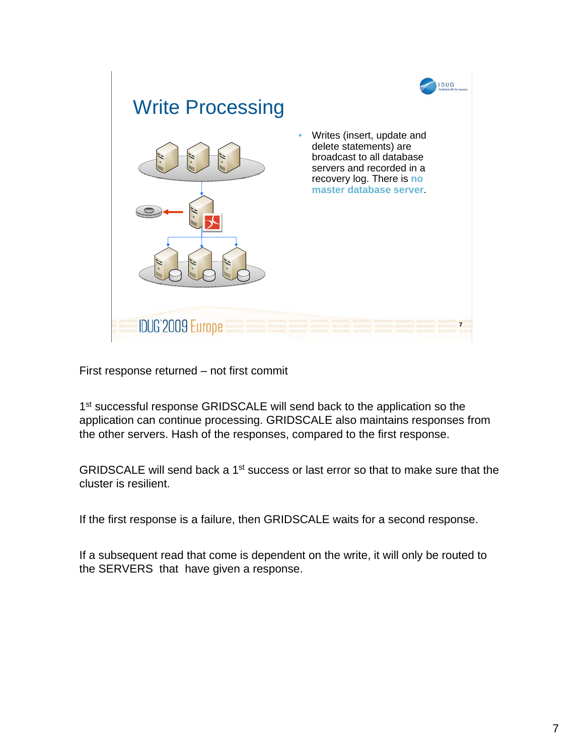## Write Processing

- Writes (insert, update and delete statements) are broadcast to all database servers and recorded in a recovery log. There is **no master database server**.

First response returned – not first commit

1st successful response GRIDSCALE will send back to the application so the application can continue processing. GRIDSCALE also maintains responses from the other servers. Hash of the responses, compared to the first response.

GRIDSCALE will send back a 1st success or last error so that to make sure that the cluster is resilient.

If the first response is a failure, then GRIDSCALE waits for a second response.

If a subsequent read that come is dependent on the write, it will only be routed to the SERVERS that have given a response.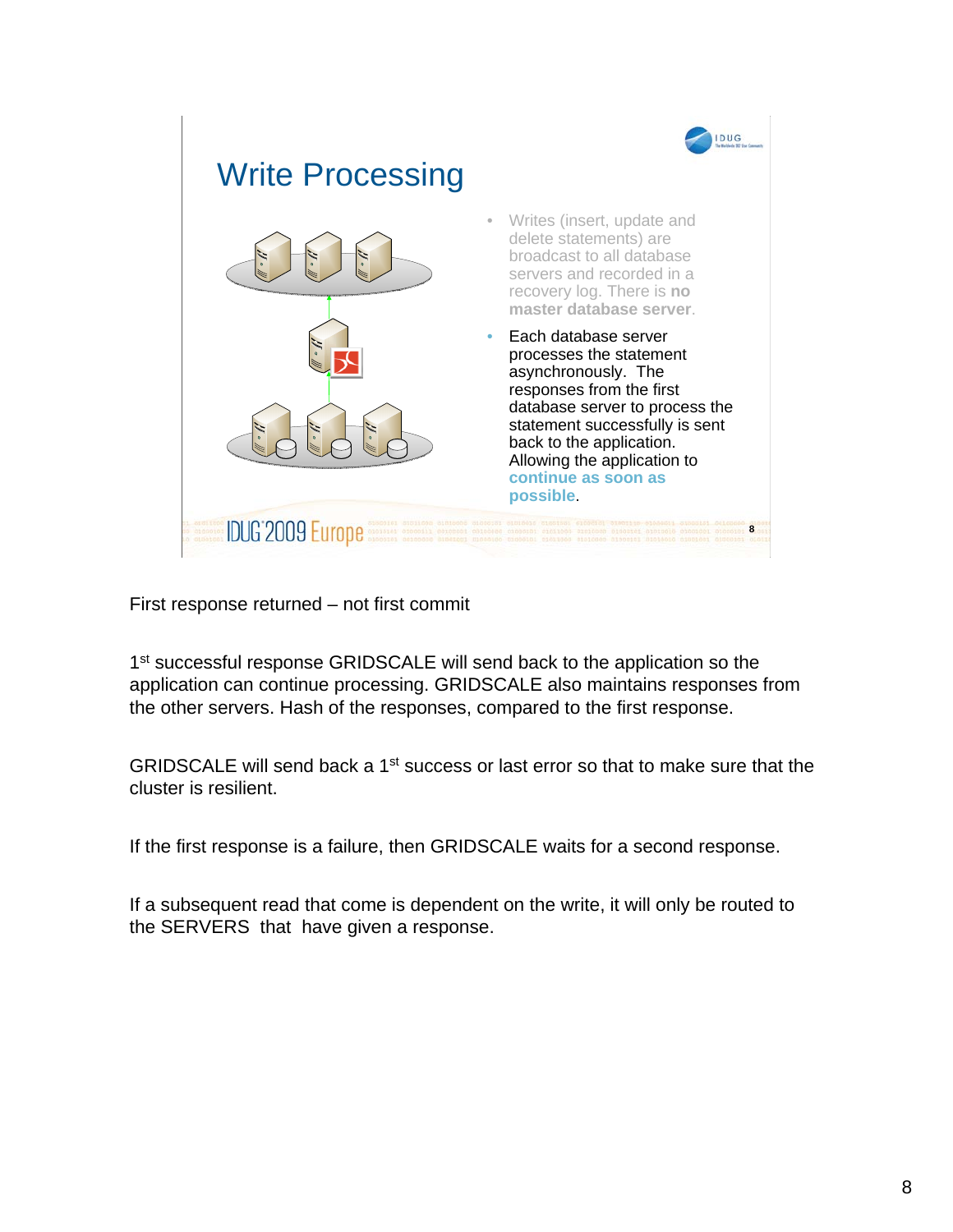## Write Processing

- Writes (insert, update and delete statements) are broadcast to all database servers and recorded in a recovery log. There is **no master database server**.
- Each database server processes the statement asynchronously. The responses from the first database server to process the statement successfully is sent back to the application. Allowing the application to **continue as soon as possible**.

First response returned – not first commit

1st successful response GRIDSCALE will send back to the application so the application can continue processing. GRIDSCALE also maintains responses from the other servers. Hash of the responses, compared to the first response.

GRIDSCALE will send back a 1st success or last error so that to make sure that the cluster is resilient.

If the first response is a failure, then GRIDSCALE waits for a second response.

If a subsequent read that come is dependent on the write, it will only be routed to the SERVERS that have given a response.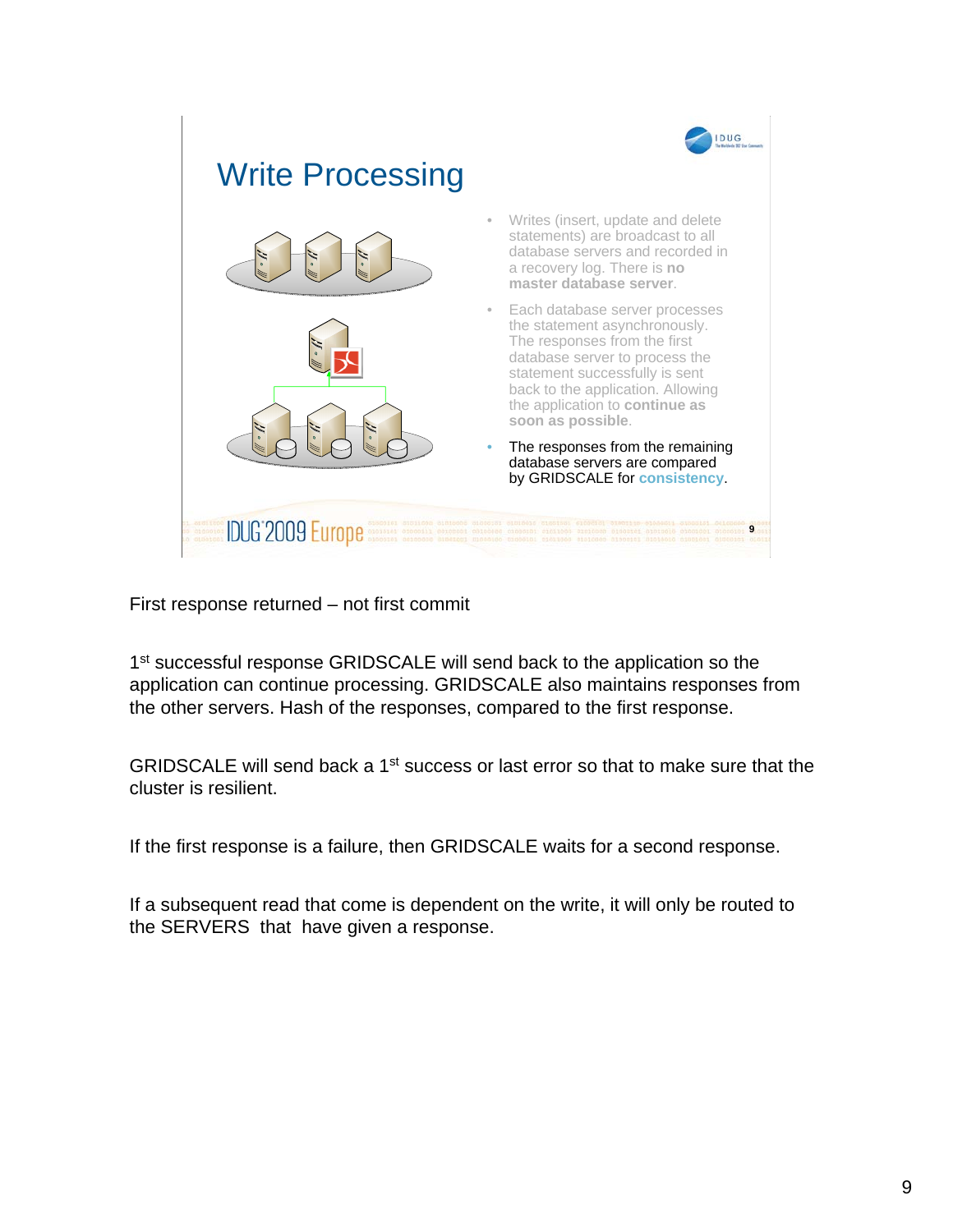## Write Processing

- Writes (insert, update and delete statements) are broadcast to all database servers and recorded in a recovery log. There is **no master database server**.
- Each database server processes the statement asynchronously. The responses from the first database server to process the statement successfully is sent back to the application. Allowing the application to **continue as soon as possible**.
- The responses from the remaining database servers are compared by GRIDSCALE for **consistency**.

First response returned – not first commit

1st successful response GRIDSCALE will send back to the application so the application can continue processing. GRIDSCALE also maintains responses from the other servers. Hash of the responses, compared to the first response.

GRIDSCALE will send back a 1st success or last error so that to make sure that the cluster is resilient.

If the first response is a failure, then GRIDSCALE waits for a second response.

If a subsequent read that come is dependent on the write, it will only be routed to the SERVERS that have given a response.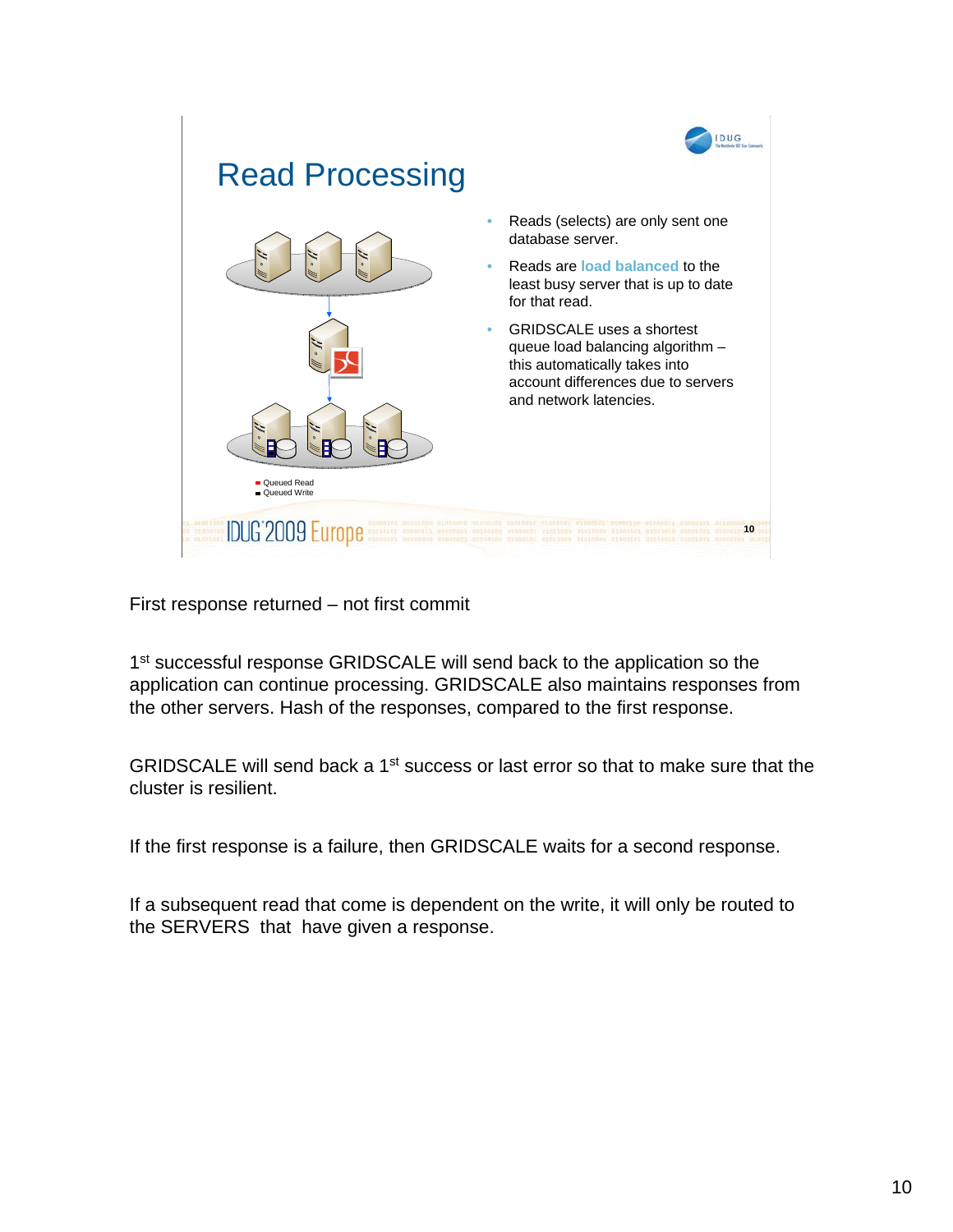# Read Processing

- Reads (selects) are only sent one database server.
- Reads are load balanced to the least busy server that is up to date for that read.
- GRIDSCALE uses a shortest queue load balancing algorithm – this automatically takes into account differences due to servers and network latencies.

Queued Read
Queued Write

First response returned – not first commit

1st successful response GRIDSCALE will send back to the application so the application can continue processing. GRIDSCALE also maintains responses from the other servers. Hash of the responses, compared to the first response.

GRIDSCALE will send back a 1st success or last error so that to make sure that the cluster is resilient.

If the first response is a failure, then GRIDSCALE waits for a second response.

If a subsequent read that come is dependent on the write, it will only be routed to the SERVERS that have given a response.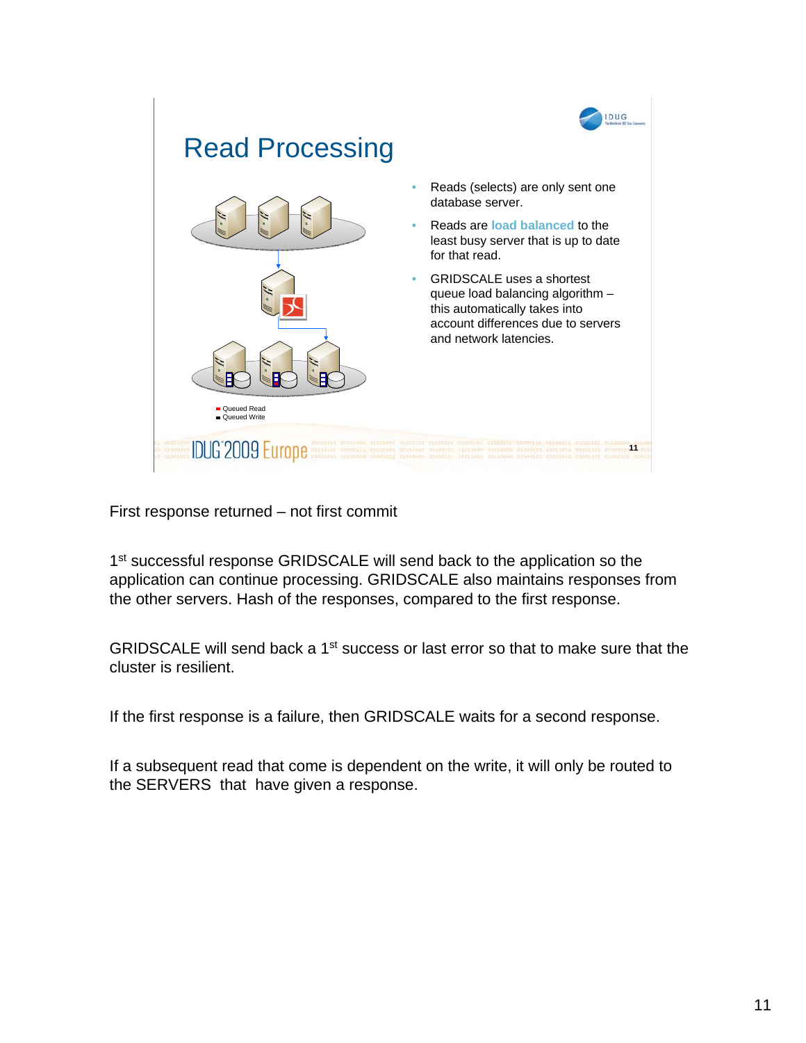# Read Processing

- Reads (selects) are only sent one database server.
- Reads are load balanced to the least busy server that is up to date for that read.
- GRIDSCALE uses a shortest queue load balancing algorithm – this automatically takes into account differences due to servers and network latencies.

Queued Read
Queued Write

First response returned – not first commit

1st successful response GRIDSCALE will send back to the application so the application can continue processing. GRIDSCALE also maintains responses from the other servers. Hash of the responses, compared to the first response.

GRIDSCALE will send back a 1st success or last error so that to make sure that the cluster is resilient.

If the first response is a failure, then GRIDSCALE waits for a second response.

If a subsequent read that come is dependent on the write, it will only be routed to the SERVERS that have given a response.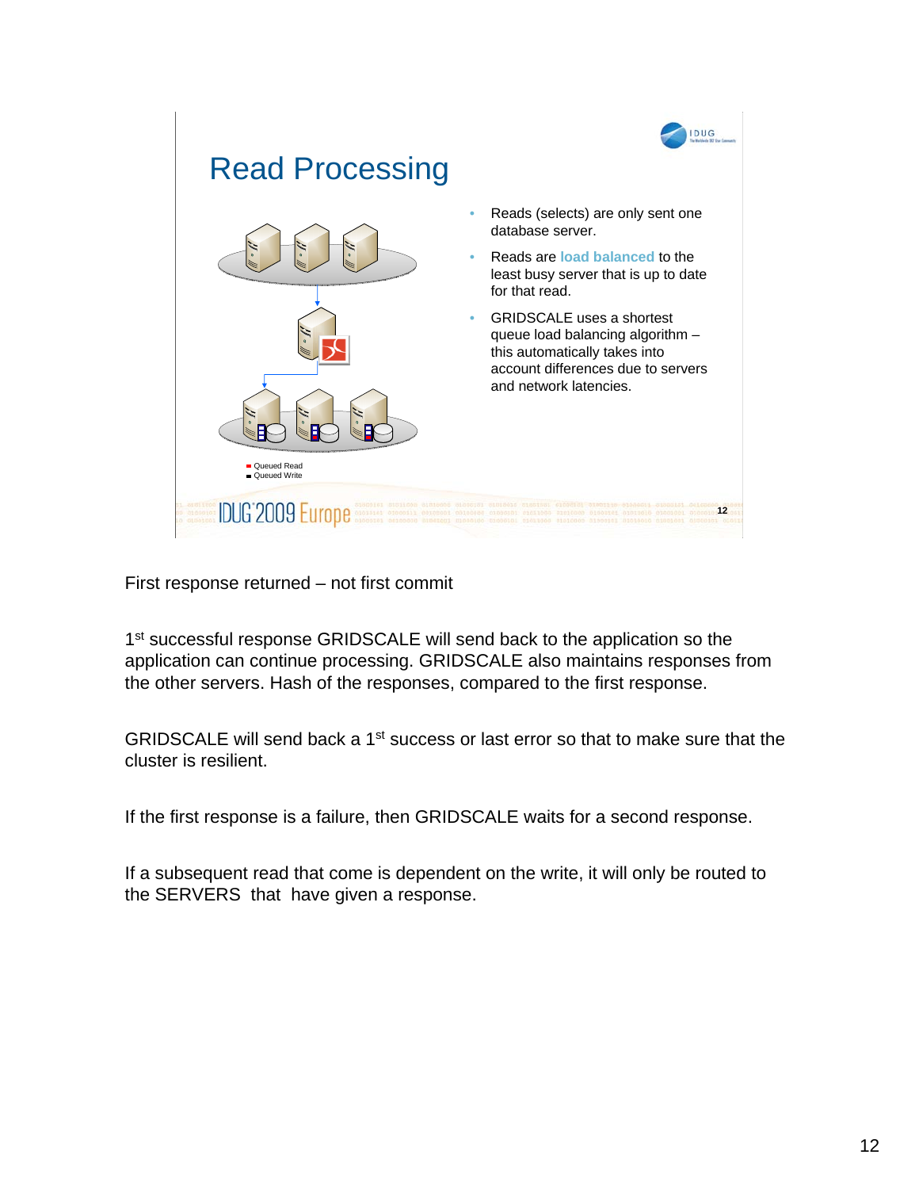## Read Processing

- Reads (selects) are only sent one database server.
- Reads are load balanced to the least busy server that is up to date for that read.
- GRIDSCALE uses a shortest queue load balancing algorithm – this automatically takes into account differences due to servers and network latencies.

- Queued Read
- Queued Write

First response returned – not first commit

1st successful response GRIDSCALE will send back to the application so the application can continue processing. GRIDSCALE also maintains responses from the other servers. Hash of the responses, compared to the first response.

GRIDSCALE will send back a 1st success or last error so that to make sure that the cluster is resilient.

If the first response is a failure, then GRIDSCALE waits for a second response.

If a subsequent read that come is dependent on the write, it will only be routed to the SERVERS that have given a response.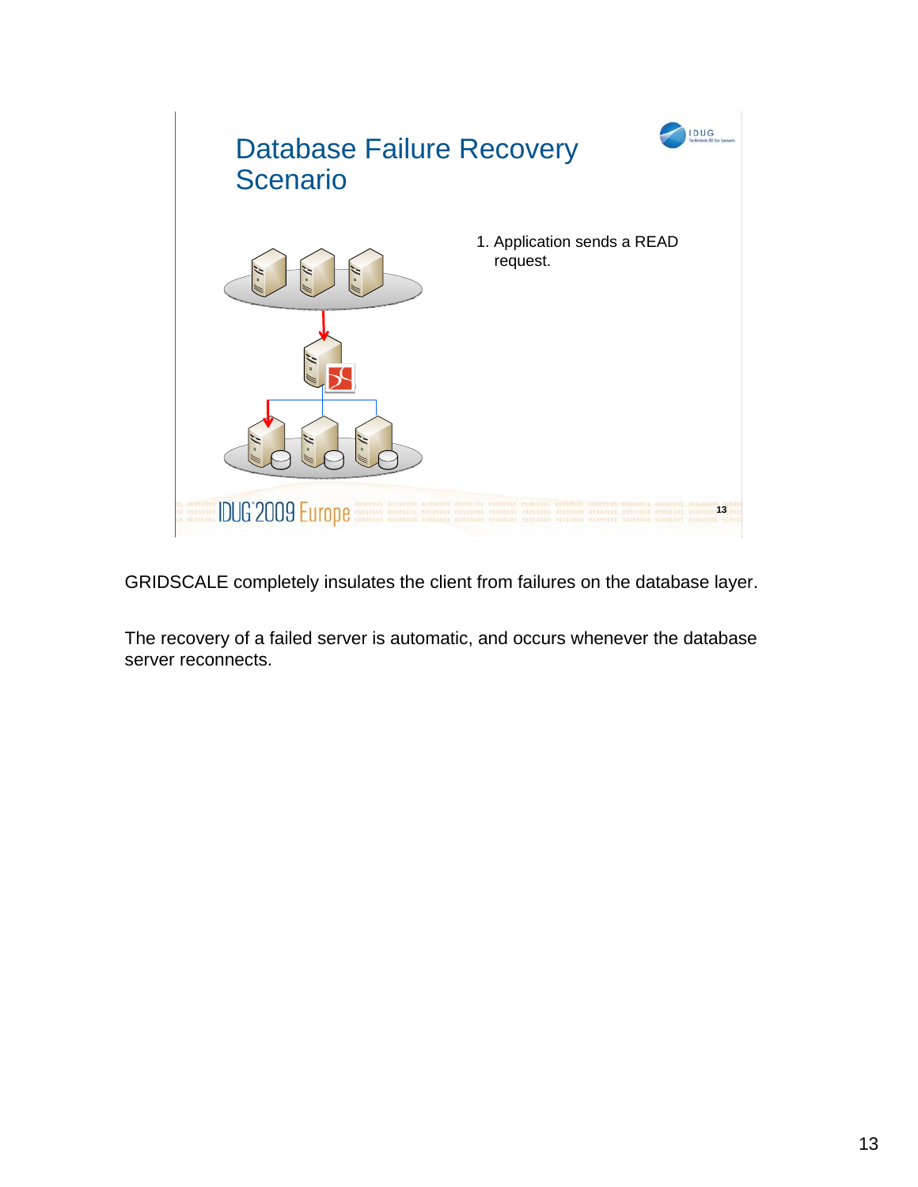## Database Failure Recovery Scenario

1. Application sends a READ request.

GRIDSCALE completely insulates the client from failures on the database layer.

The recovery of a failed server is automatic, and occurs whenever the database server reconnects.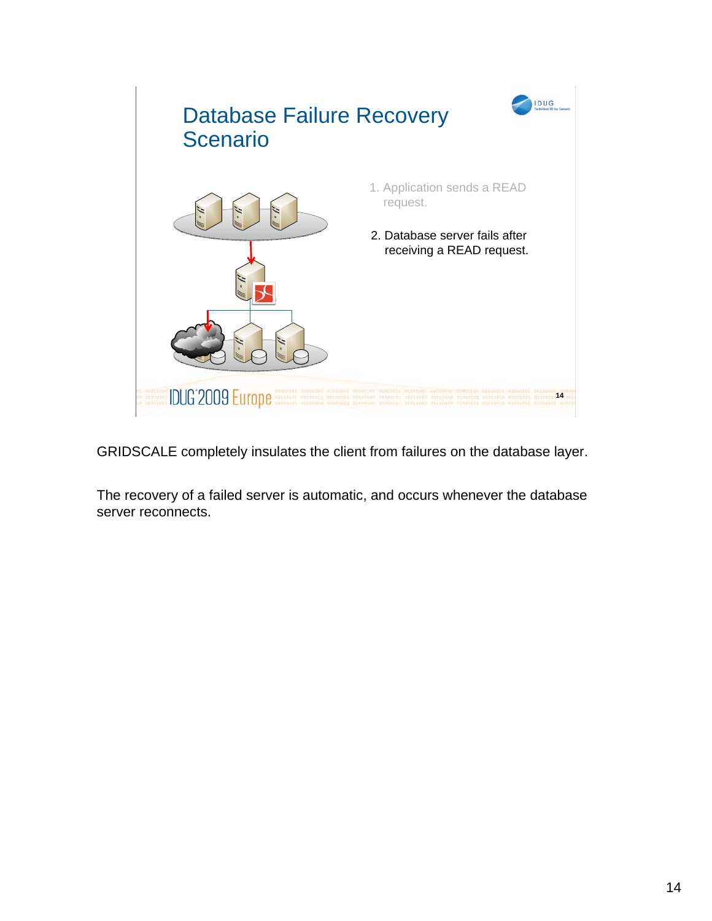## Database Failure Recovery Scenario

1. Application sends a READ request.
2. Database server fails after receiving a READ request.

GRIDSCALE completely insulates the client from failures on the database layer.

The recovery of a failed server is automatic, and occurs whenever the database server reconnects.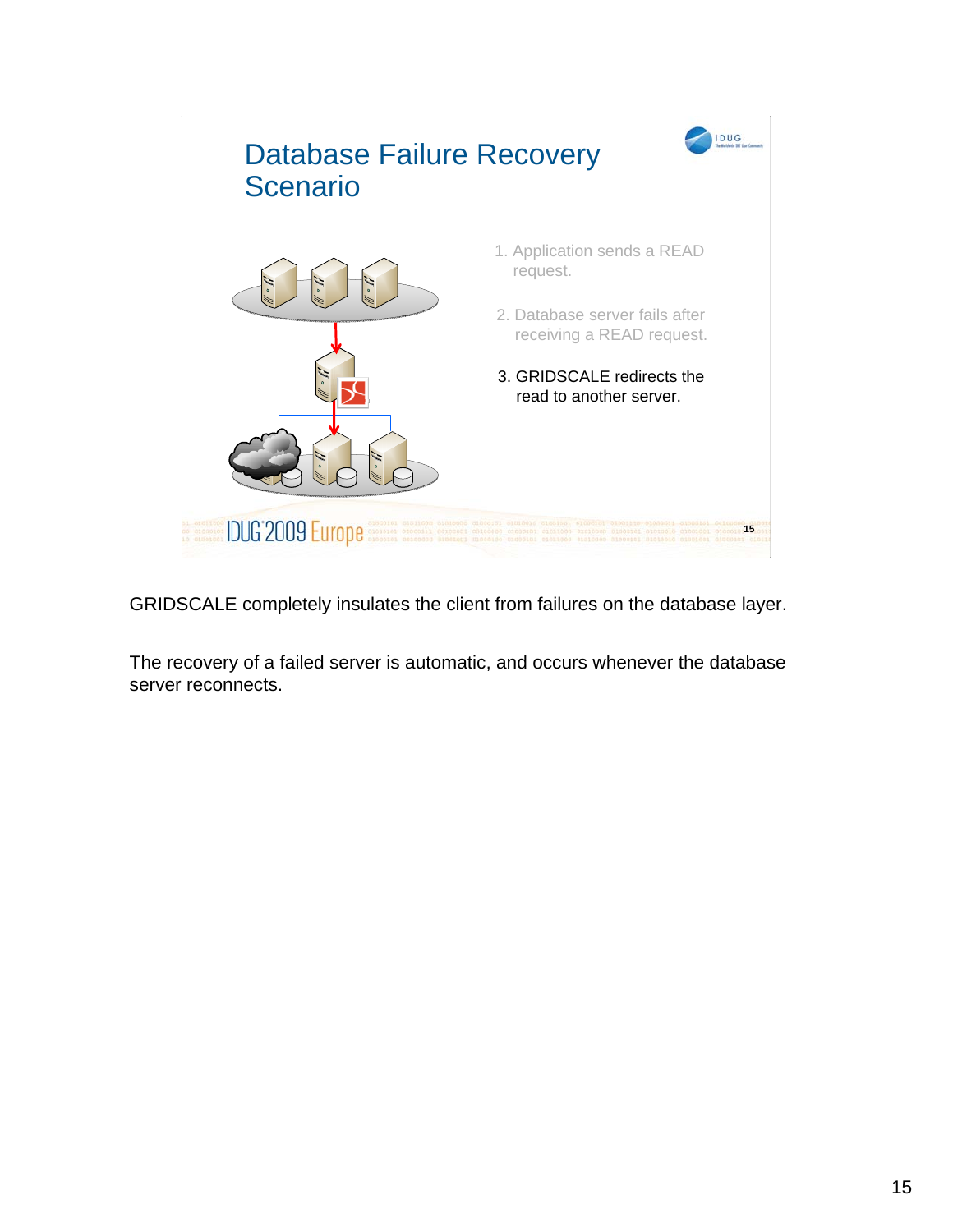## Database Failure Recovery Scenario

1. Application sends a READ request.
2. Database server fails after receiving a READ request.
3. GRIDSCALE redirects the read to another server.

GRIDSCALE completely insulates the client from failures on the database layer.

The recovery of a failed server is automatic, and occurs whenever the database server reconnects.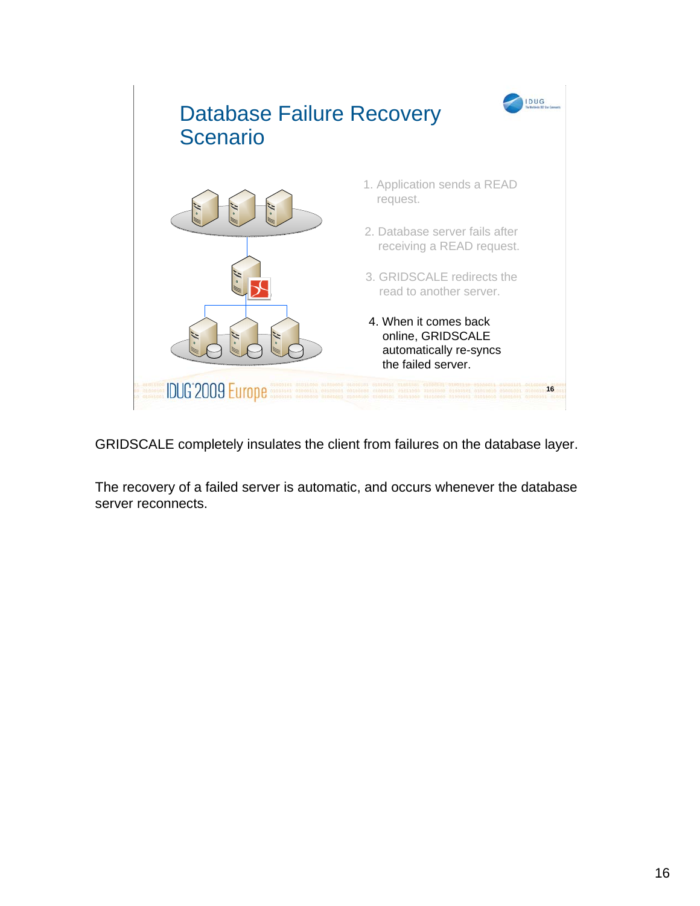## Database Failure Recovery Scenario

1. Application sends a READ request.
2. Database server fails after receiving a READ request.
3. GRIDSCALE redirects the read to another server.
4. When it comes back online, GRIDSCALE automatically re-syncs the failed server.

GRIDSCALE completely insulates the client from failures on the database layer.

The recovery of a failed server is automatic, and occurs whenever the database server reconnects.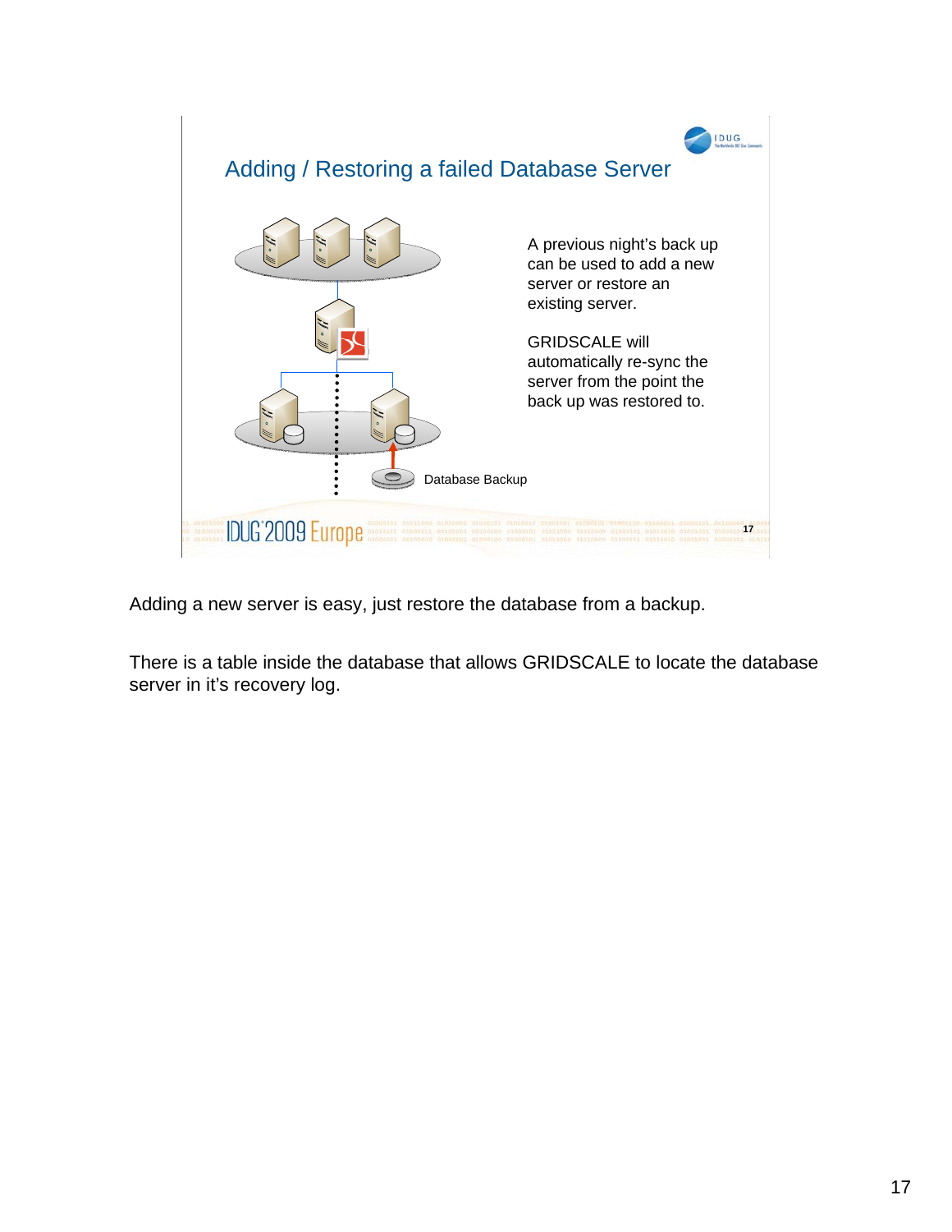## Adding / Restoring a failed Database Server

A previous night's back up can be used to add a new server or restore an existing server.

GRIDSCALE will automatically re-sync the server from the point the back up was restored to.

Database Backup

Adding a new server is easy, just restore the database from a backup.

There is a table inside the database that allows GRIDSCALE to locate the database server in it's recovery log.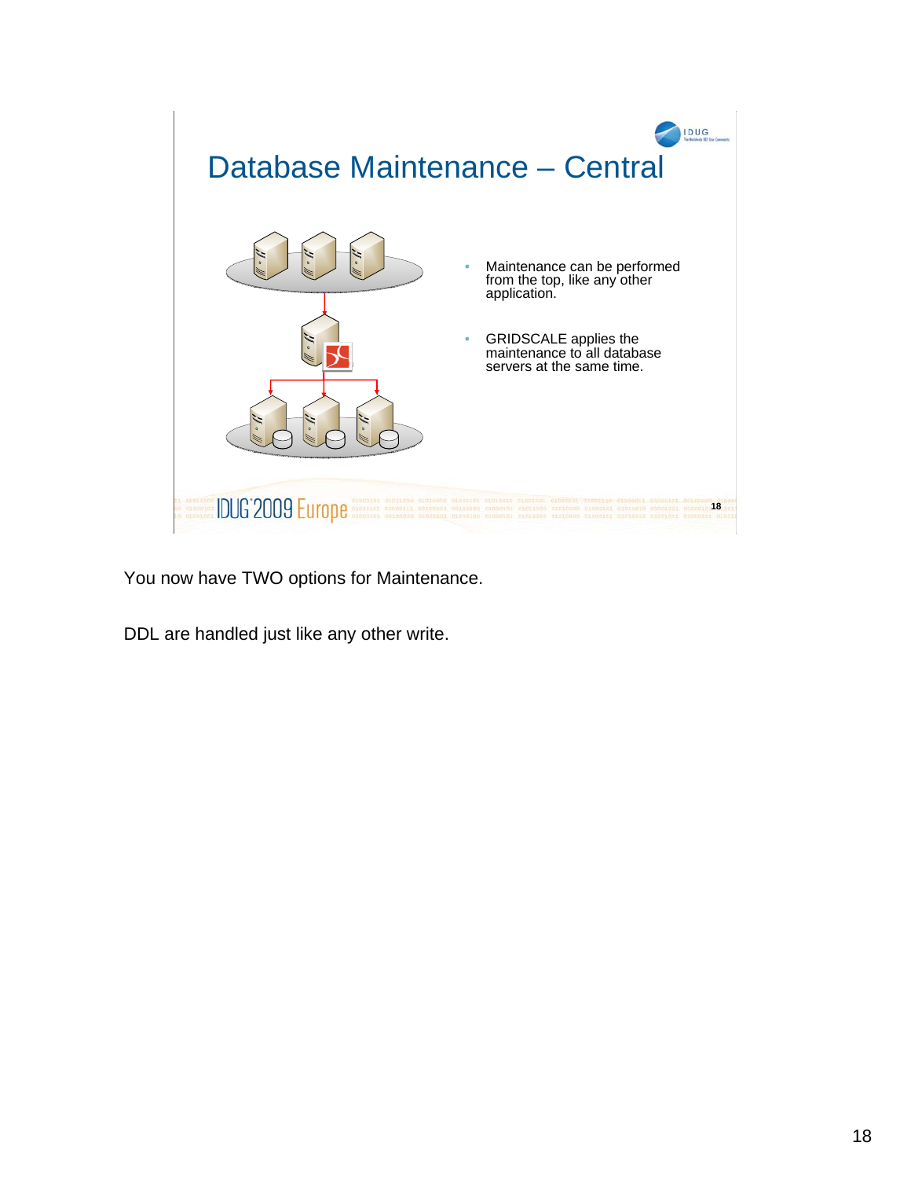## Database Maintenance – Central

- Maintenance can be performed from the top, like any other application.
- GRIDSCALE applies the maintenance to all database servers at the same time.

You now have TWO options for Maintenance.

DDL are handled just like any other write.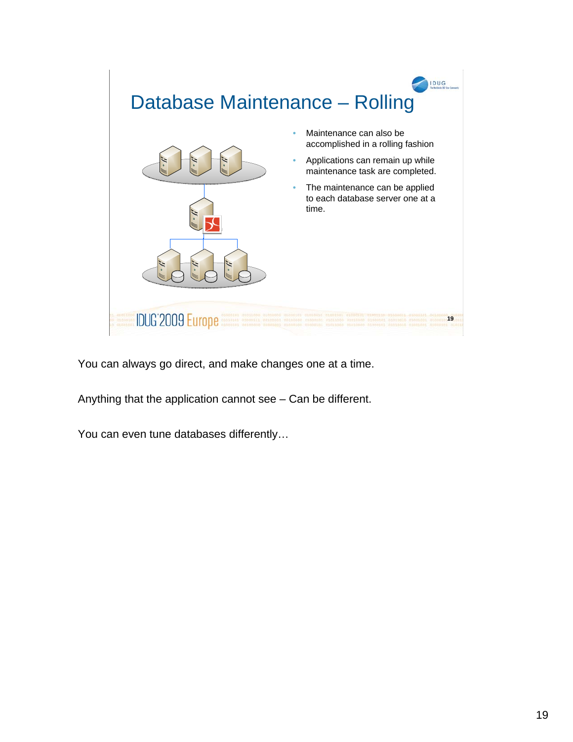# Database Maintenance – Rolling

- Maintenance can also be accomplished in a rolling fashion
- Applications can remain up while maintenance task are completed.
- The maintenance can be applied to each database server one at a time.

You can always go direct, and make changes one at a time.

Anything that the application cannot see – Can be different.

You can even tune databases differently…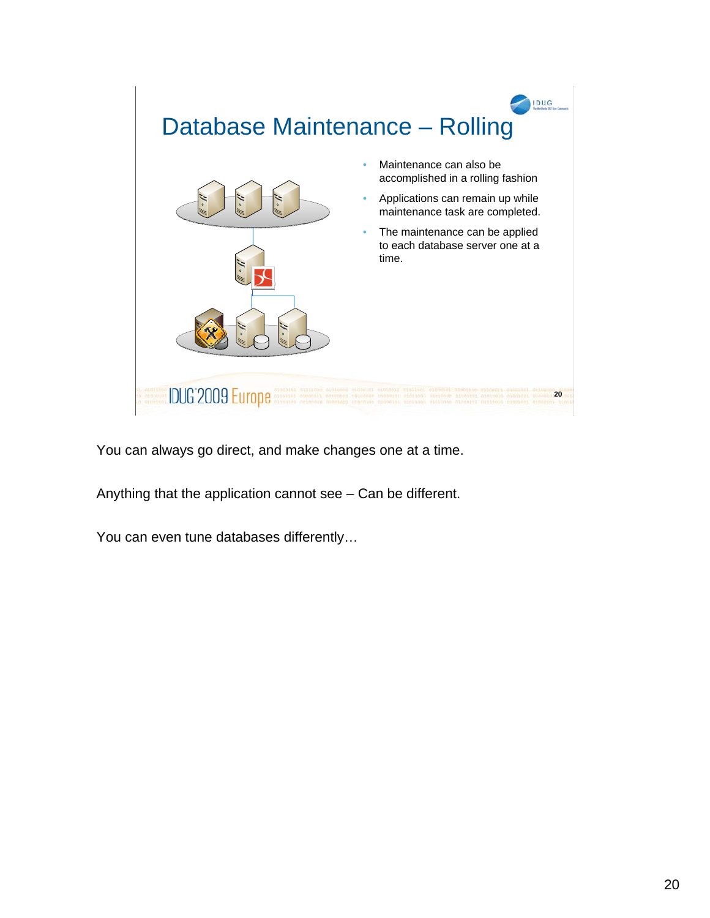## Database Maintenance – Rolling

- Maintenance can also be accomplished in a rolling fashion
- Applications can remain up while maintenance task are completed.
- The maintenance can be applied to each database server one at a time.

You can always go direct, and make changes one at a time.

Anything that the application cannot see – Can be different.

You can even tune databases differently…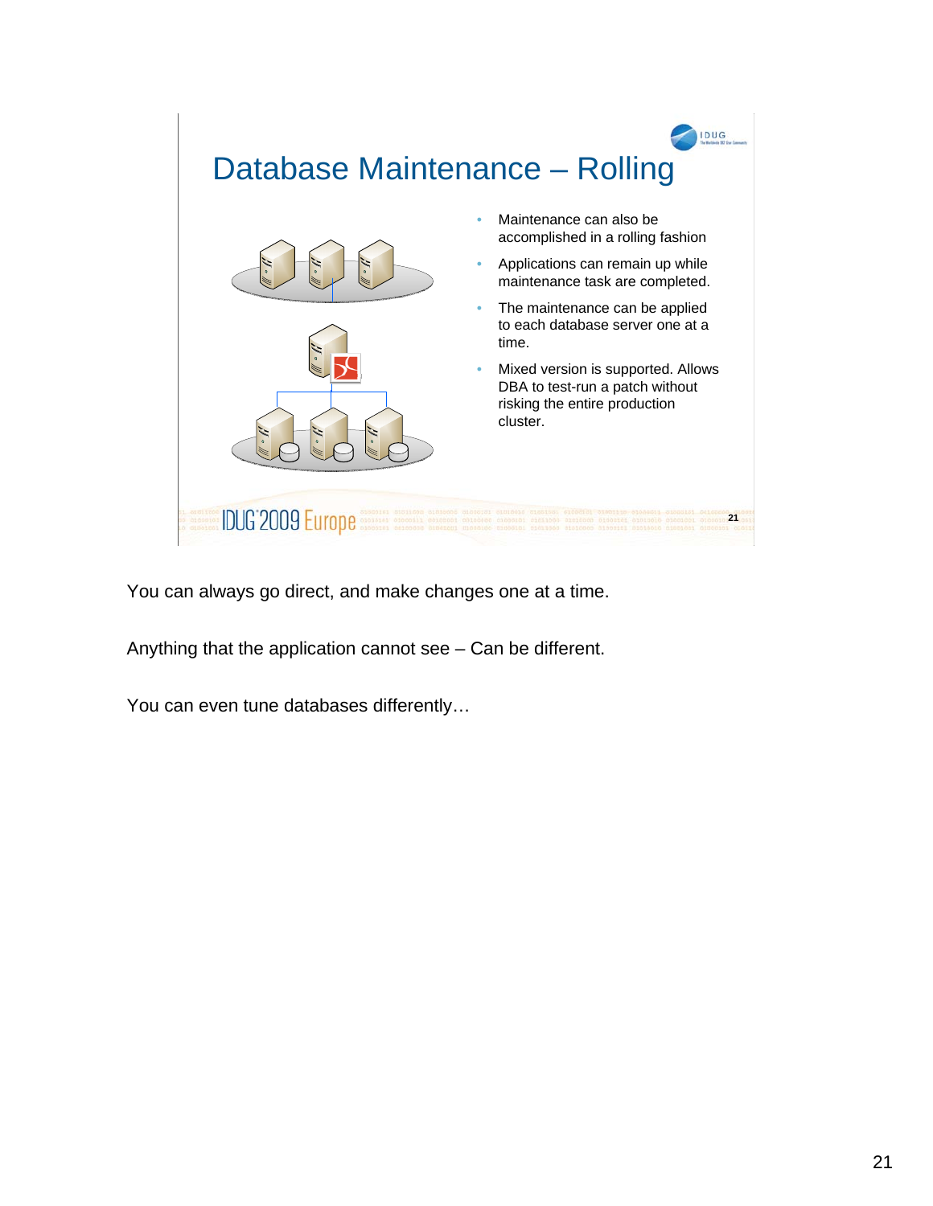# Database Maintenance – Rolling

- Maintenance can also be accomplished in a rolling fashion
- Applications can remain up while maintenance task are completed.
- The maintenance can be applied to each database server one at a time.
- Mixed version is supported. Allows DBA to test-run a patch without risking the entire production cluster.

You can always go direct, and make changes one at a time.

Anything that the application cannot see – Can be different.

You can even tune databases differently…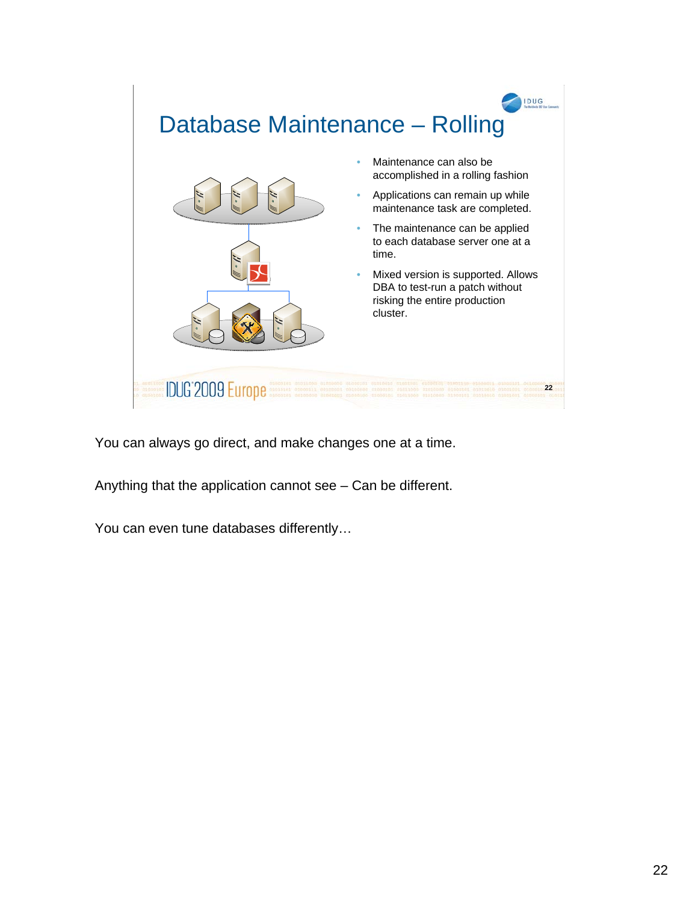## Database Maintenance – Rolling

- Maintenance can also be accomplished in a rolling fashion
- Applications can remain up while maintenance task are completed.
- The maintenance can be applied to each database server one at a time.
- Mixed version is supported. Allows DBA to test-run a patch without risking the entire production cluster.

You can always go direct, and make changes one at a time.

Anything that the application cannot see – Can be different.

You can even tune databases differently…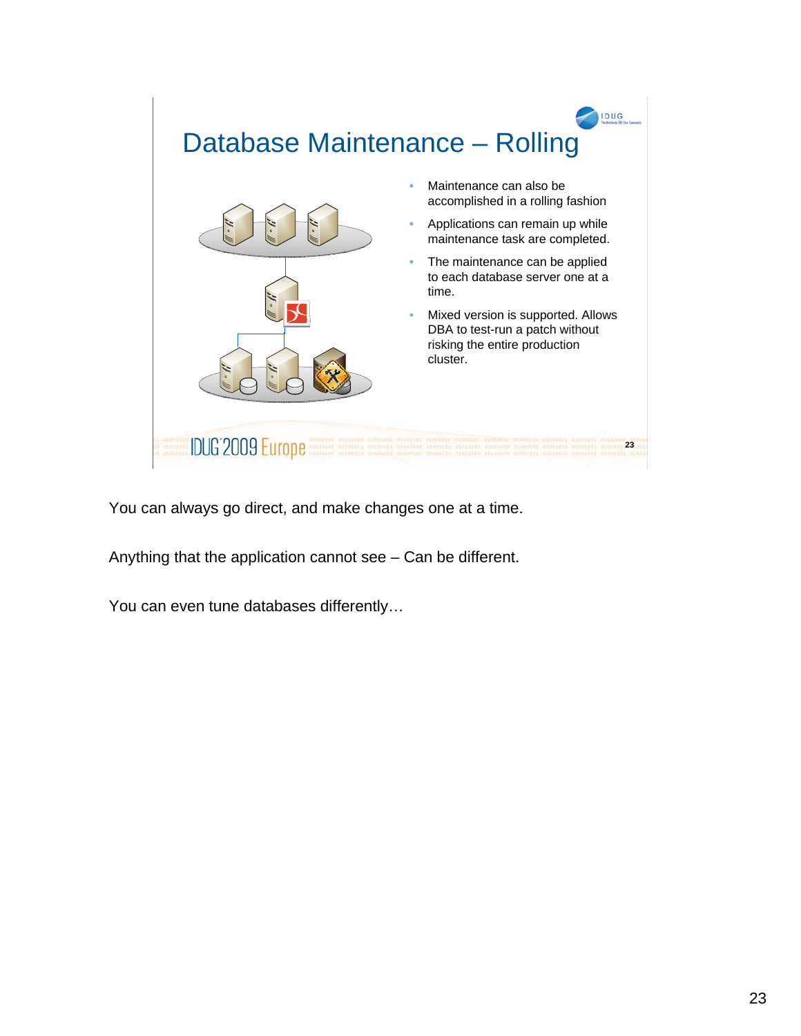# Database Maintenance – Rolling

- Maintenance can also be accomplished in a rolling fashion
- Applications can remain up while maintenance task are completed.
- The maintenance can be applied to each database server one at a time.
- Mixed version is supported. Allows DBA to test-run a patch without risking the entire production cluster.

You can always go direct, and make changes one at a time.

Anything that the application cannot see – Can be different.

You can even tune databases differently…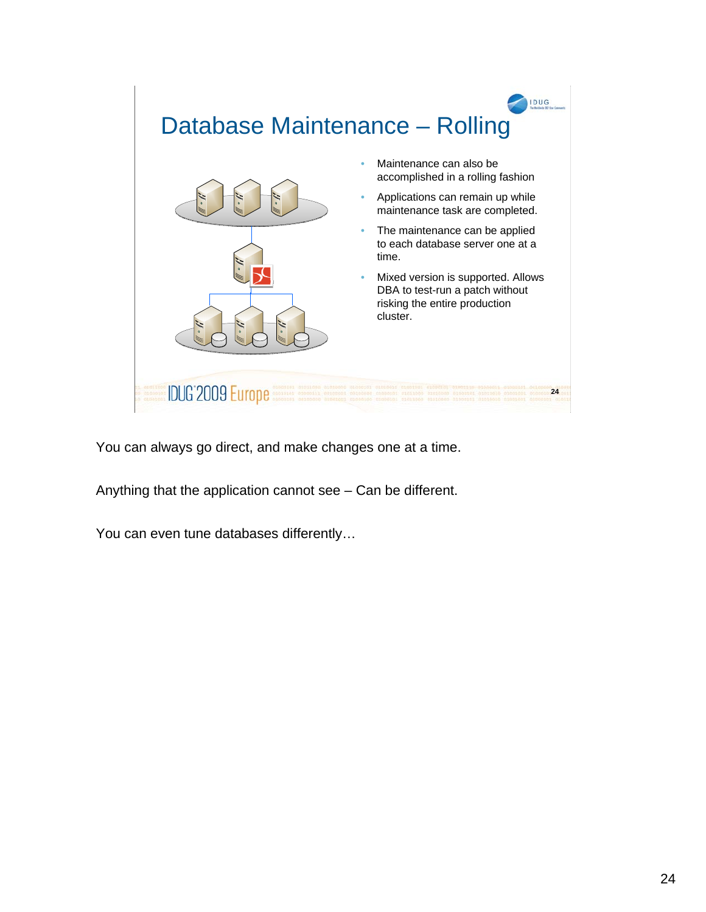## Database Maintenance – Rolling

- Maintenance can also be accomplished in a rolling fashion
- Applications can remain up while maintenance task are completed.
- The maintenance can be applied to each database server one at a time.
- Mixed version is supported. Allows DBA to test-run a patch without risking the entire production cluster.

You can always go direct, and make changes one at a time.

Anything that the application cannot see – Can be different.

You can even tune databases differently…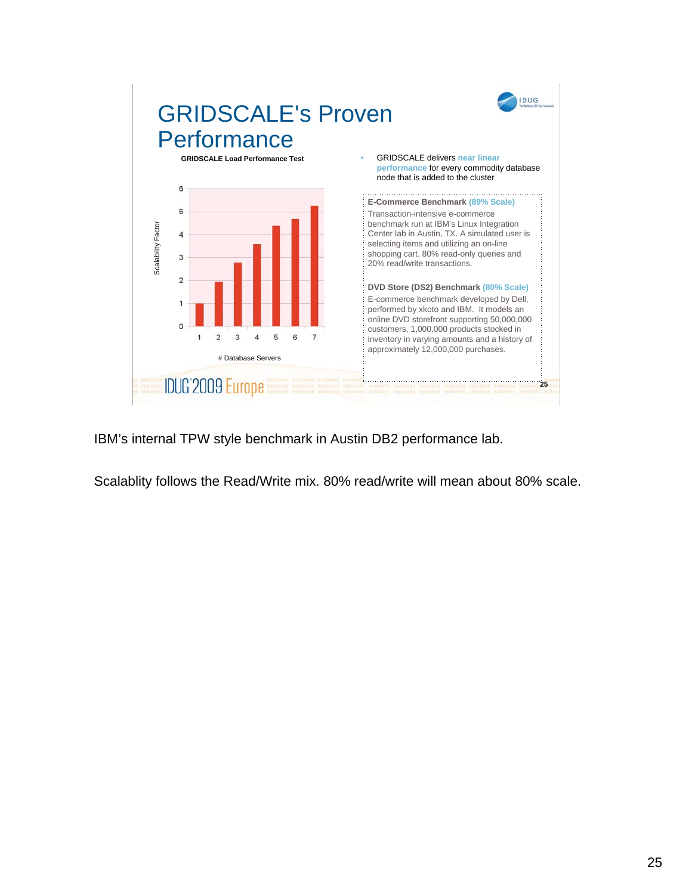# GRIDSCALE's Proven Performance

**GRIDSCALE Load Performance Test**

| # Database Servers | Scalability Factor (approx.) |
|---|---|
| 1 | 1 |
| 2 | 1.95 |
| 3 | 2.8 |
| 4 | 3.6 |
| 5 | 4.4 |
| 6 | 4.7 |
| 7 | 5.25 |

- GRIDSCALE delivers near linear performance for every commodity database node that is added to the cluster

**E-Commerce Benchmark (89% Scale)**
Transaction-intensive e-commerce benchmark run at IBM's Linux Integration Center lab in Austin, TX. A simulated user is selecting items and utilizing an on-line shopping cart. 80% read-only queries and 20% read/write transactions.

**DVD Store (DS2) Benchmark (80% Scale)**
E-commerce benchmark developed by Dell, performed by xkoto and IBM. It models an online DVD storefront supporting 50,000,000 customers, 1,000,000 products stocked in inventory in varying amounts and a history of approximately 12,000,000 purchases.

IBM's internal TPW style benchmark in Austin DB2 performance lab.

Scalablity follows the Read/Write mix. 80% read/write will mean about 80% scale.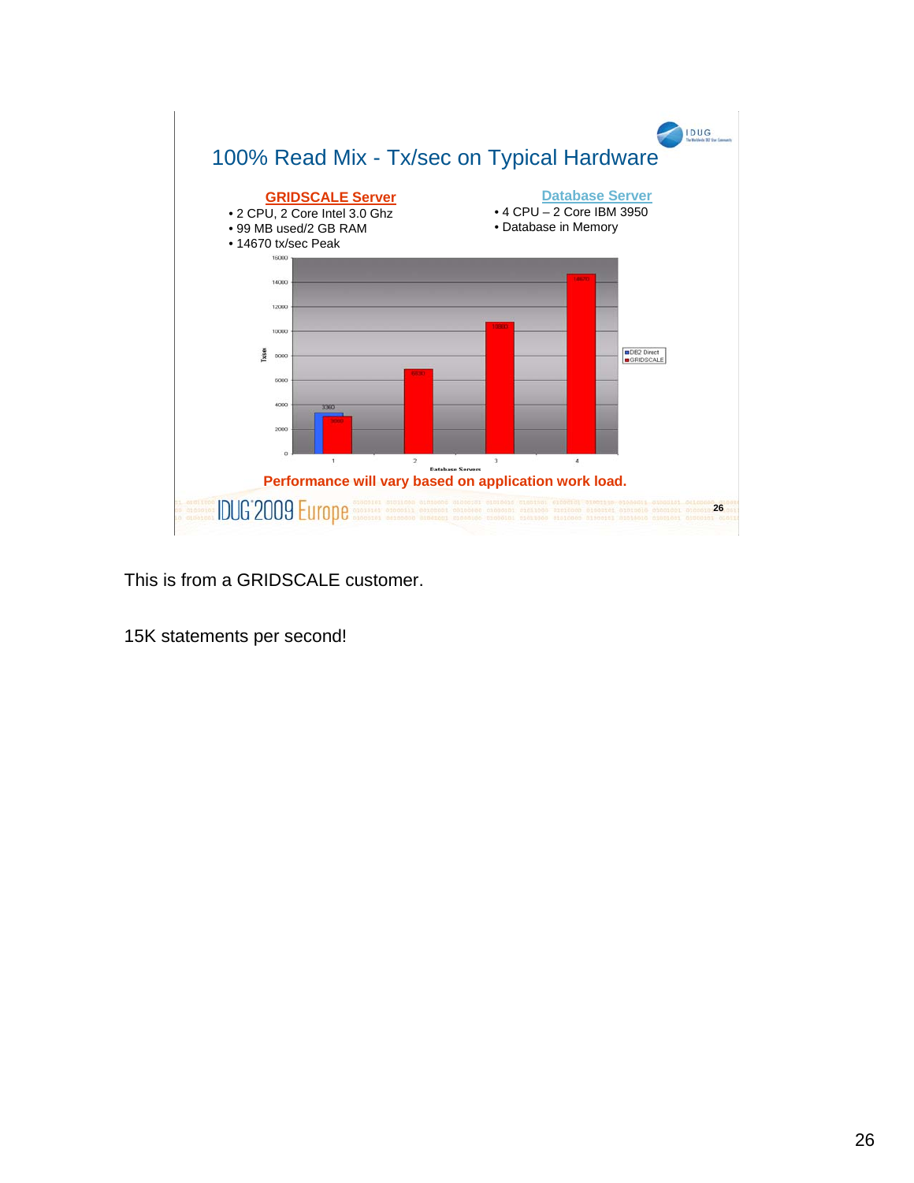## 100% Read Mix - Tx/sec on Typical Hardware

**GRIDSCALE Server**

- 2 CPU, 2 Core Intel 3.0 Ghz
- 99 MB used/2 GB RAM
- 14670 tx/sec Peak

**Database Server**

- 4 CPU – 2 Core IBM 3950
- Database in Memory

| Database Servers | DB2 Direct | GRIDSCALE |
|---|---|---|
| 1 | 3360 | 3000 |
| 2 | | 6800 |
| 3 | | 10800 |
| 4 | | 14670 |

**Performance will vary based on application work load.**

This is from a GRIDSCALE customer.

15K statements per second!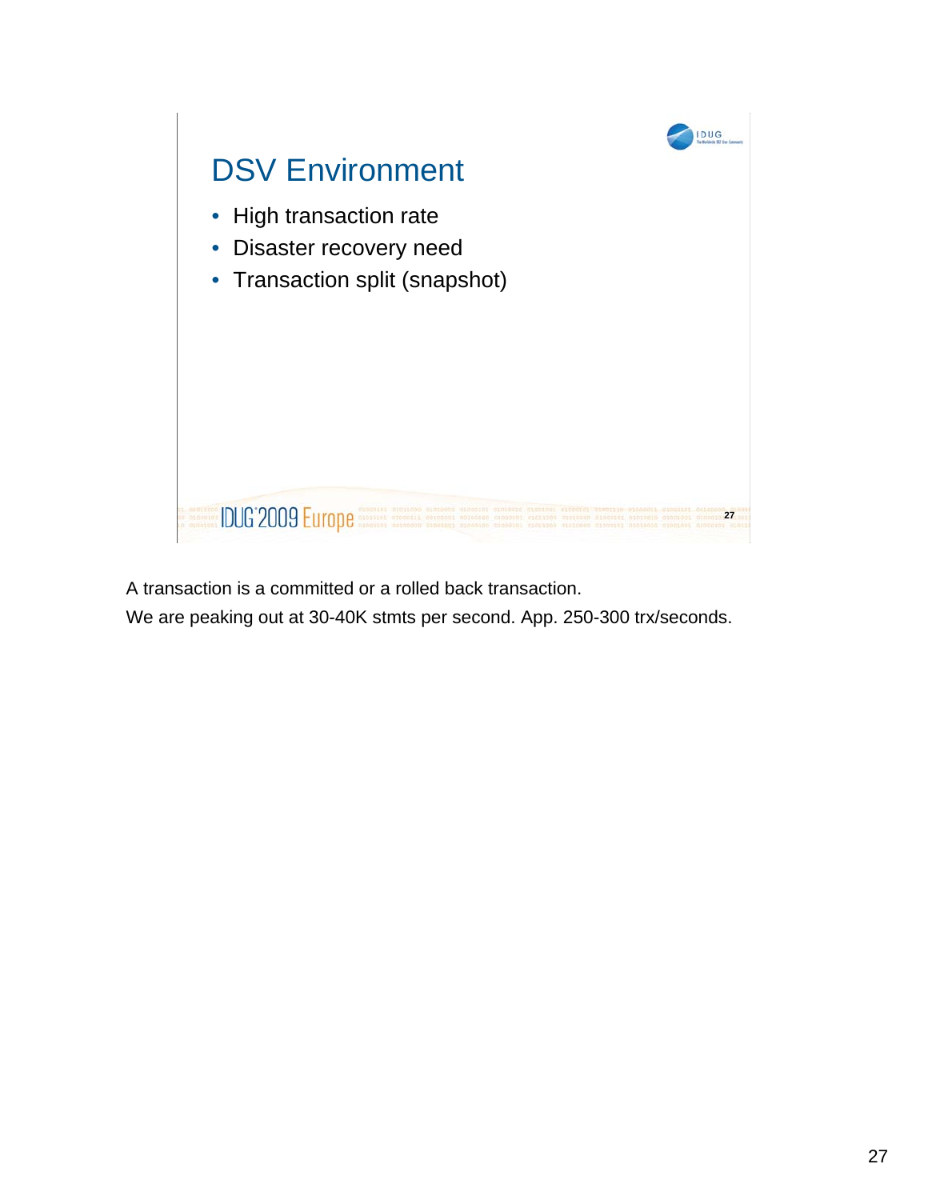# DSV Environment

- High transaction rate
- Disaster recovery need
- Transaction split (snapshot)

A transaction is a committed or a rolled back transaction.

We are peaking out at 30-40K stmts per second. App. 250-300 trx/seconds.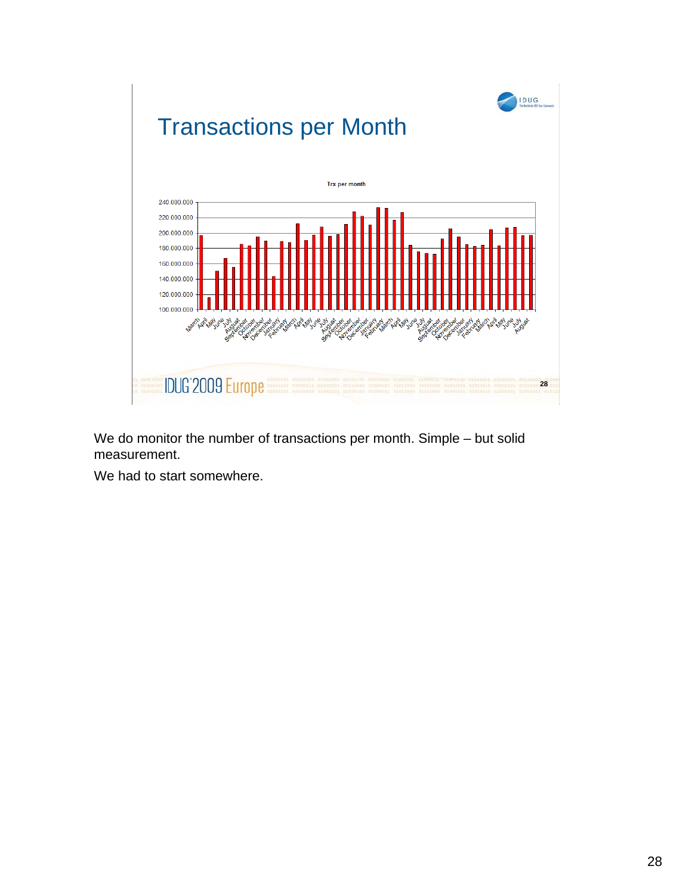# Transactions per Month

Trx per month

We do monitor the number of transactions per month. Simple – but solid measurement.

We had to start somewhere.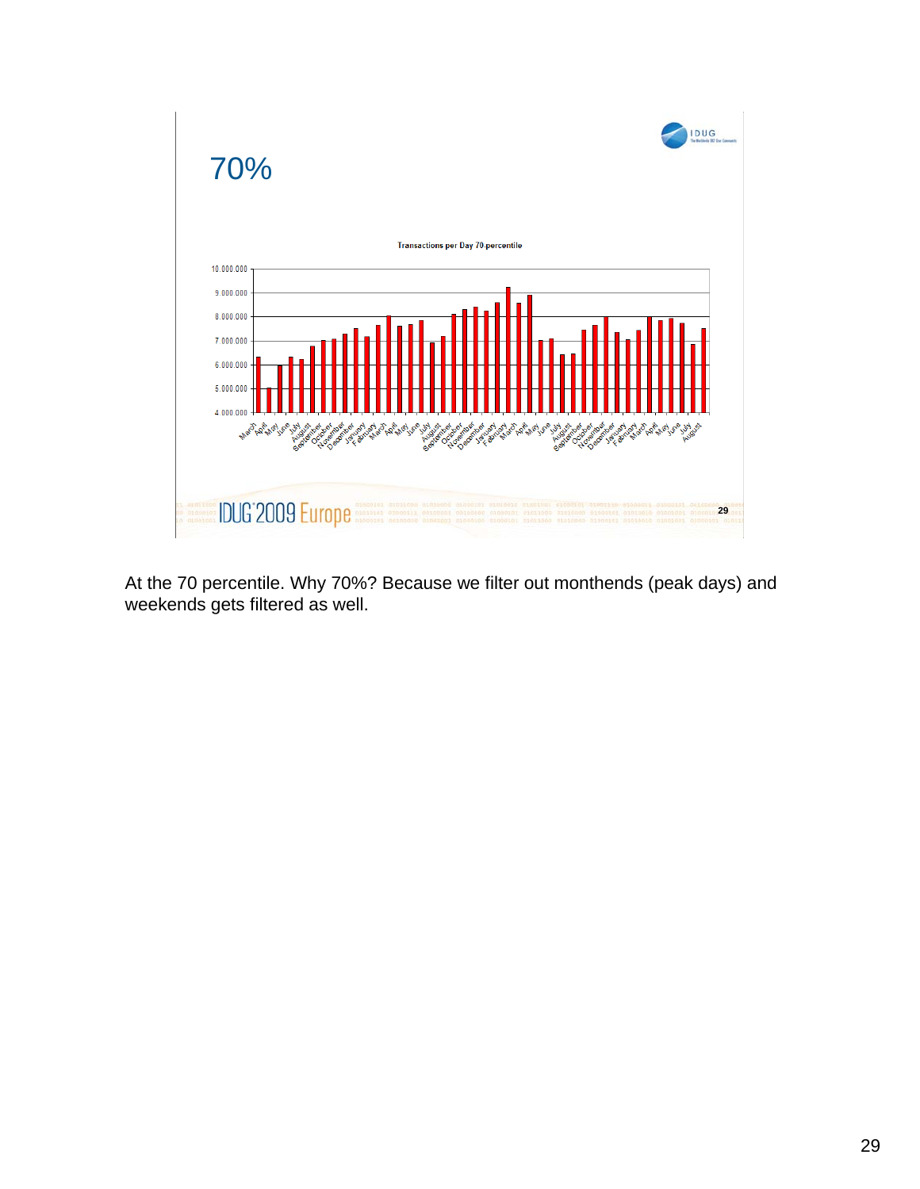# 70%

**Transactions per Day 70 percentile**

At the 70 percentile. Why 70%? Because we filter out monthends (peak days) and weekends gets filtered as well.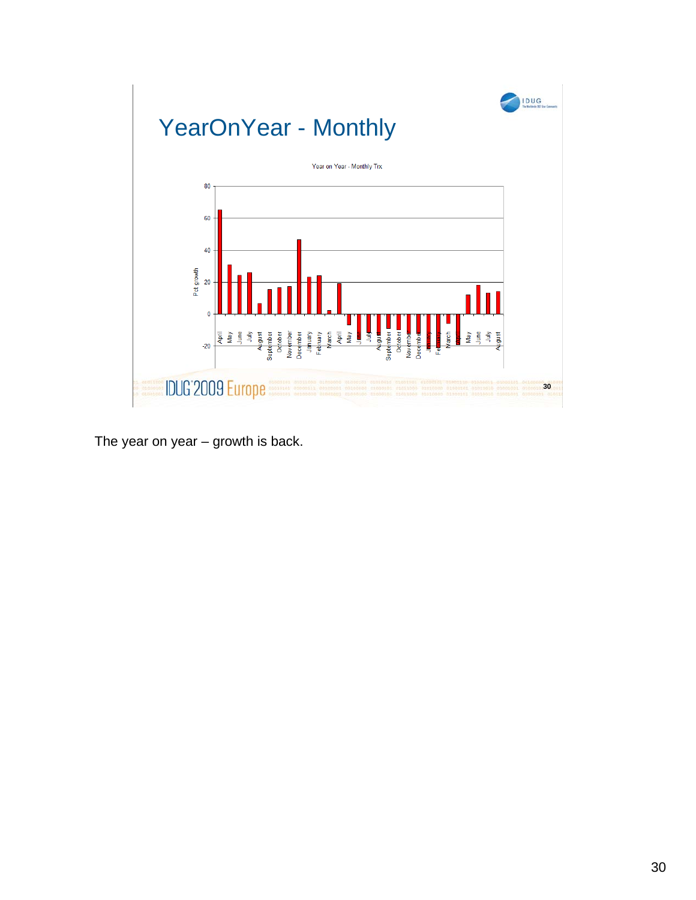# YearOnYear - Monthly

Year on Year - Monthly Trx

The year on year – growth is back.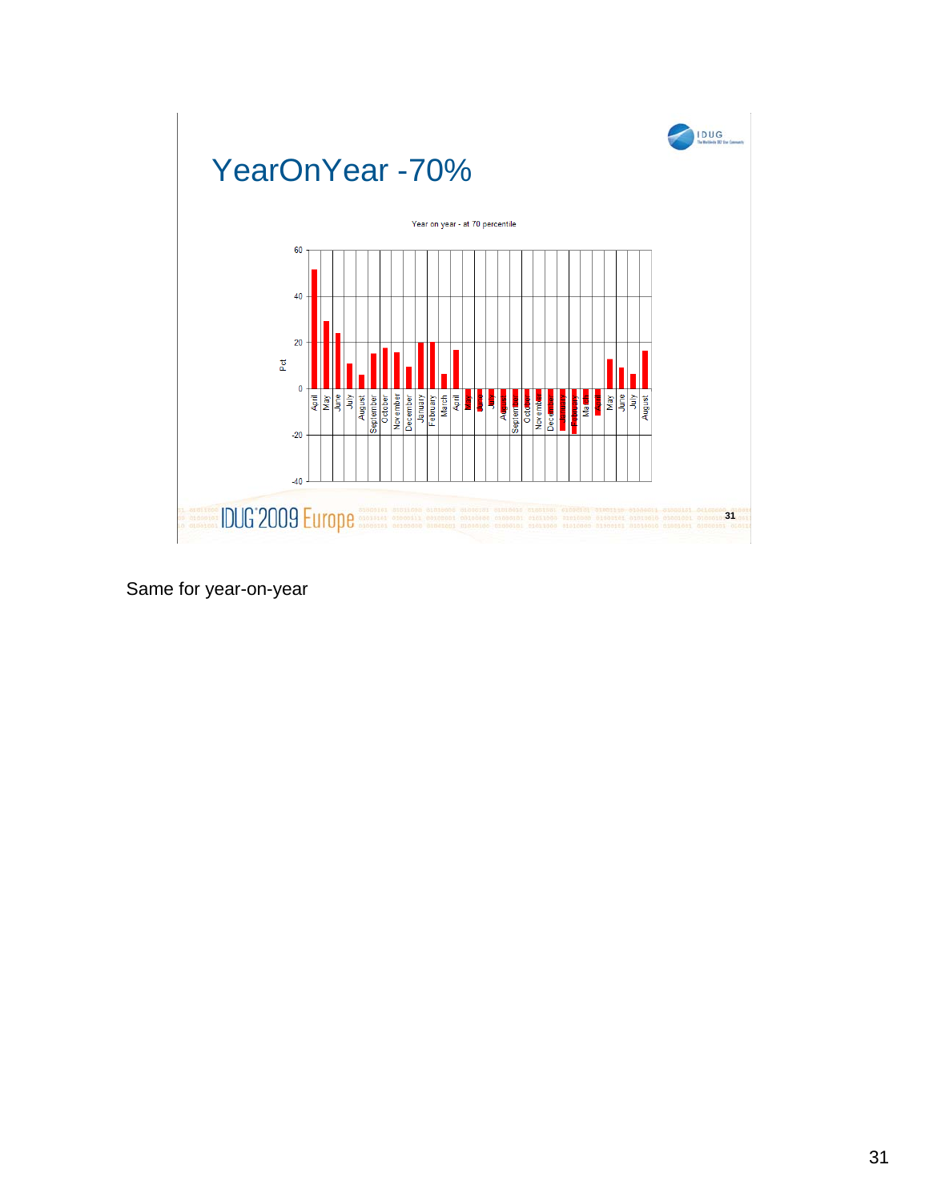# YearOnYear -70%

Year on year - at 70 percentile

Same for year-on-year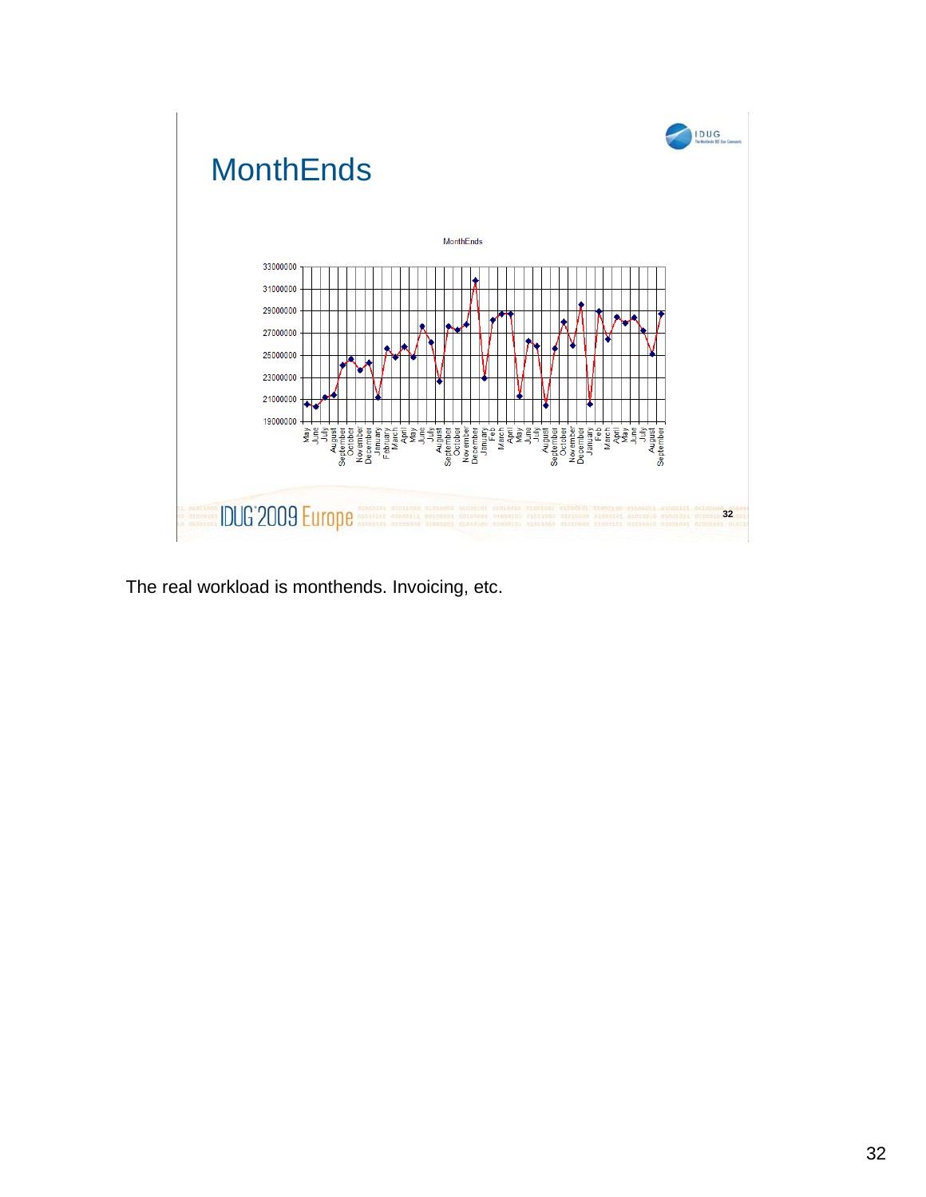# MonthEnds

MonthEnds

The real workload is monthends. Invoicing, etc.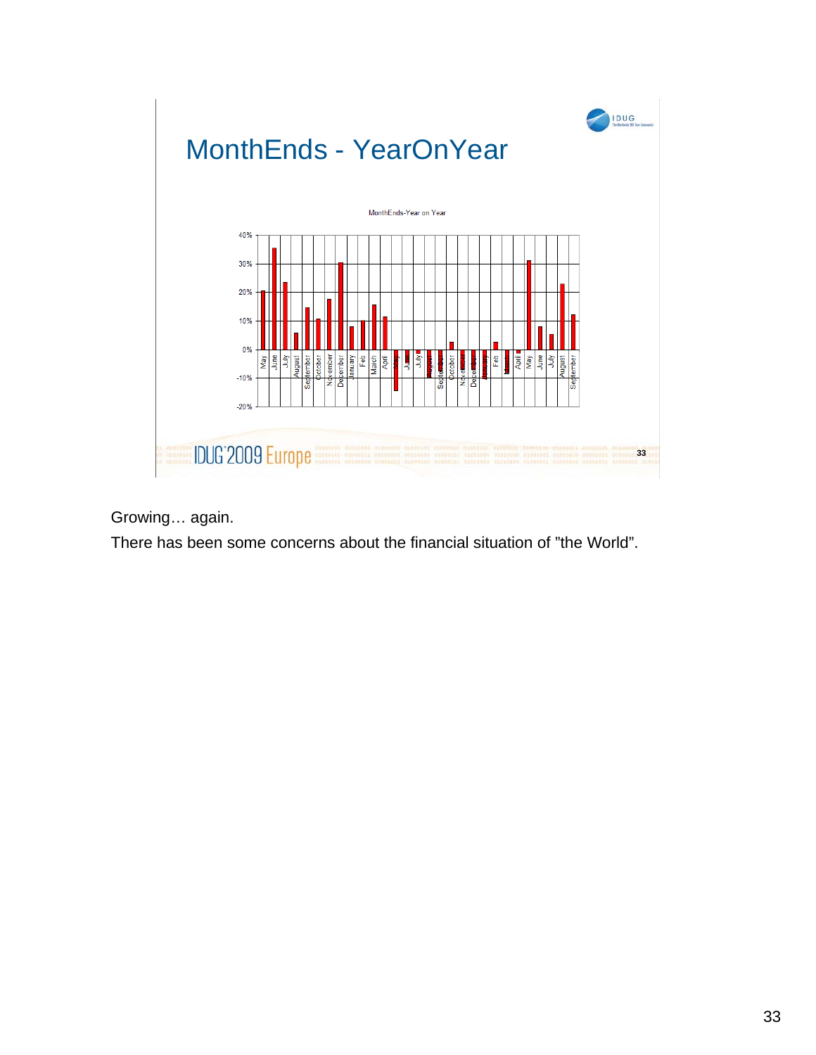# MonthEnds - YearOnYear

MonthEnds-Year on Year

Growing… again.

There has been some concerns about the financial situation of ”the World”.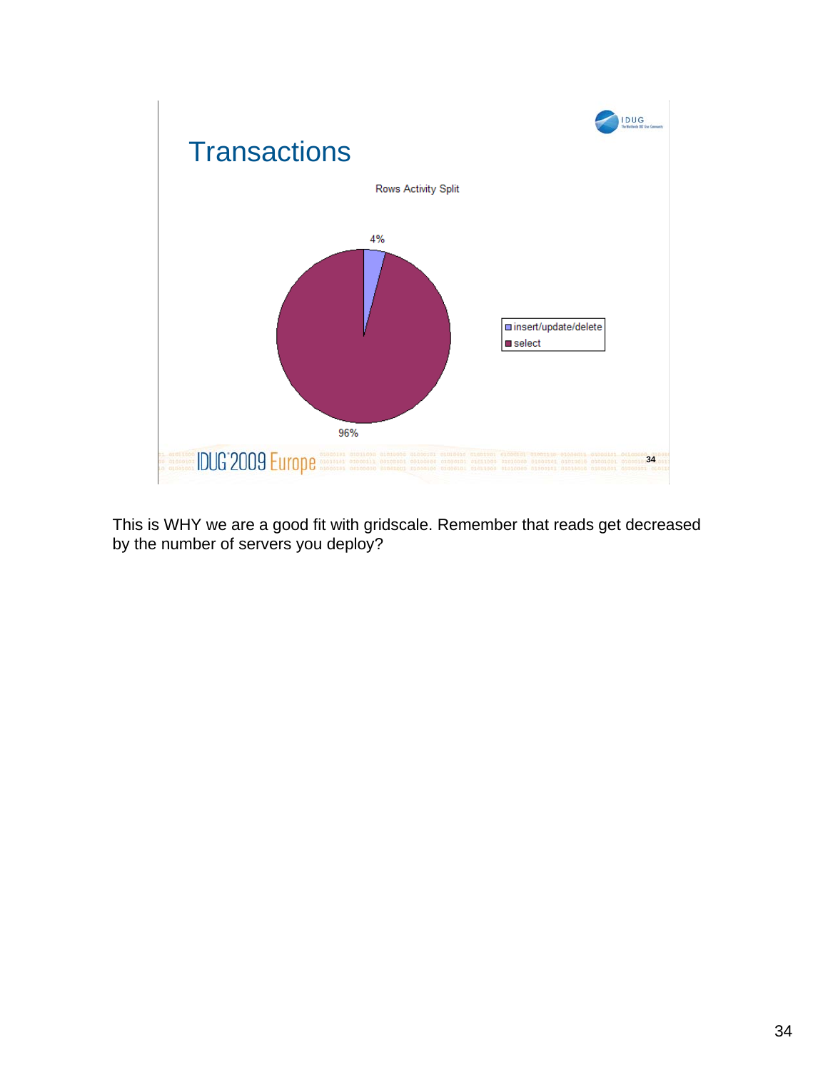# Transactions

Rows Activity Split

- insert/update/delete: 4%
- select: 96%

This is WHY we are a good fit with gridscale. Remember that reads get decreased by the number of servers you deploy?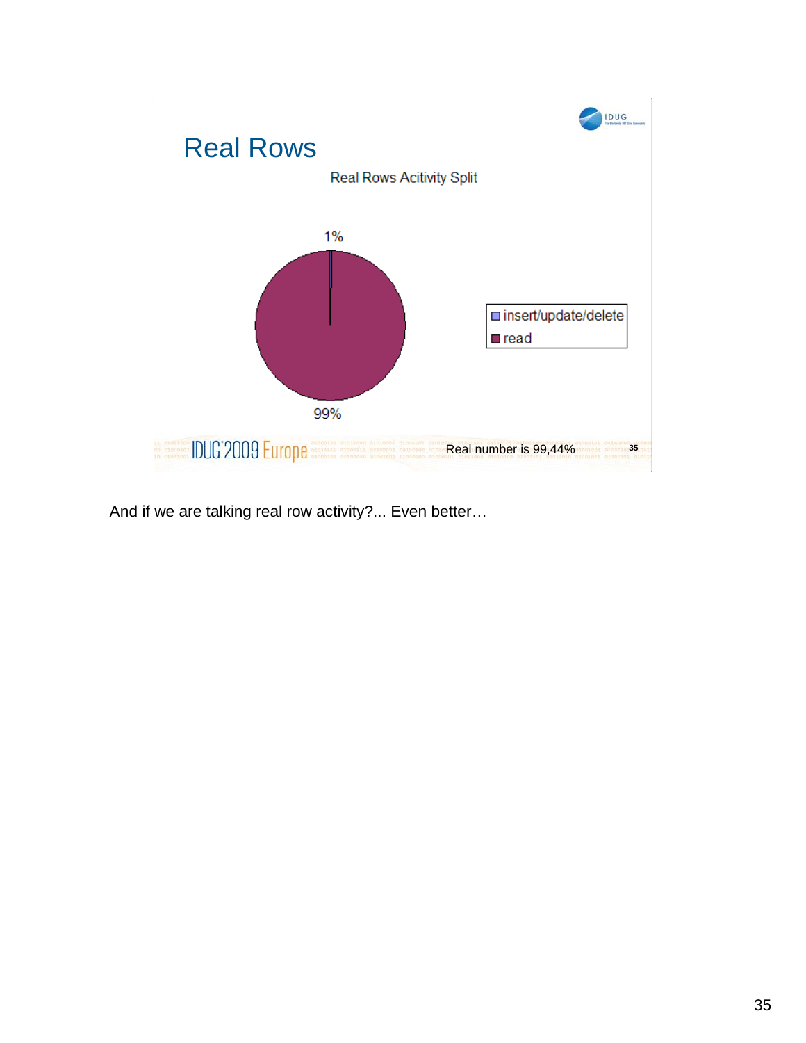# Real Rows

Real Rows Acitivity Split

1%

99%

- insert/update/delete
- read

Real number is 99,44%

And if we are talking real row activity?... Even better…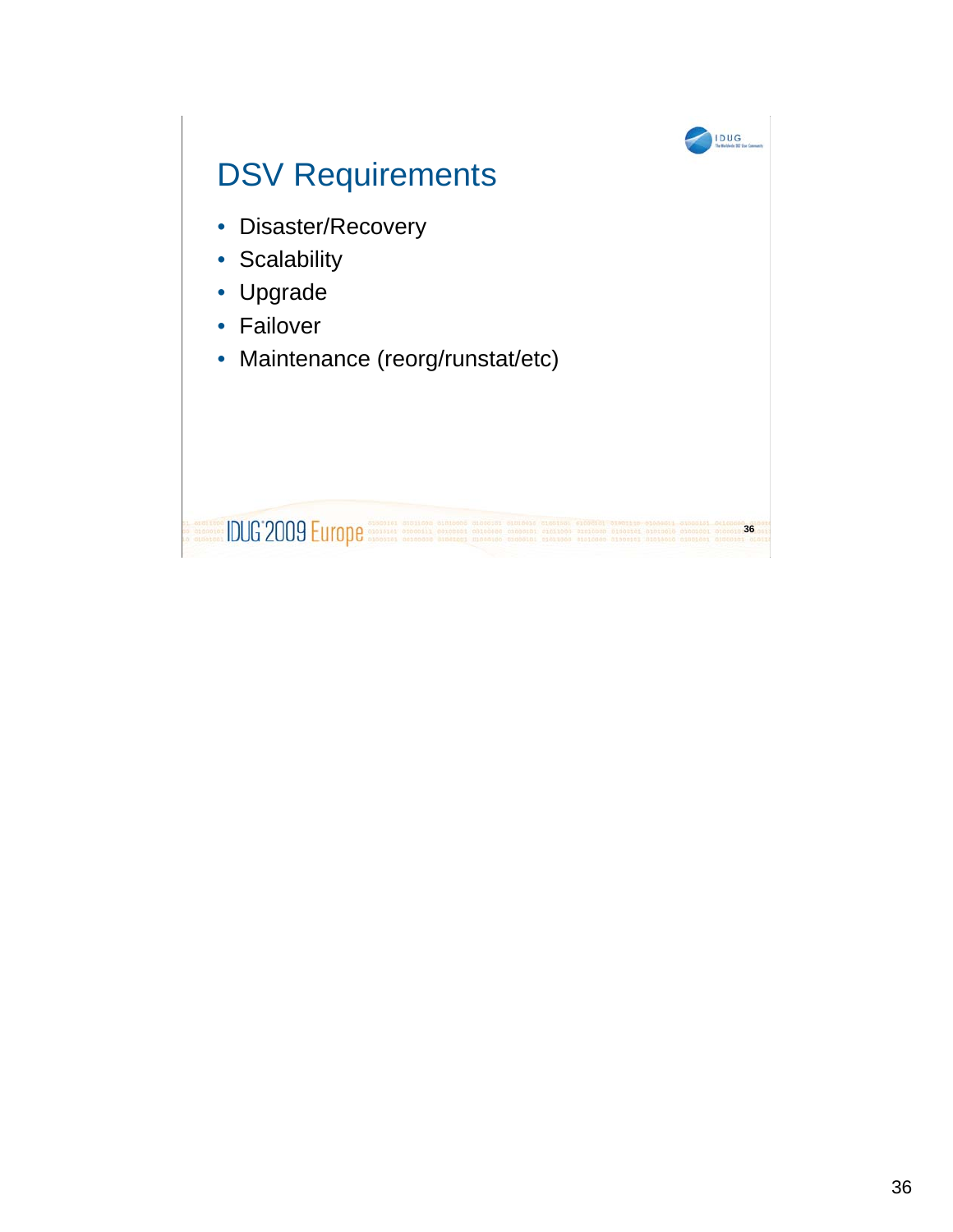# DSV Requirements

- Disaster/Recovery
- Scalability
- Upgrade
- Failover
- Maintenance (reorg/runstat/etc)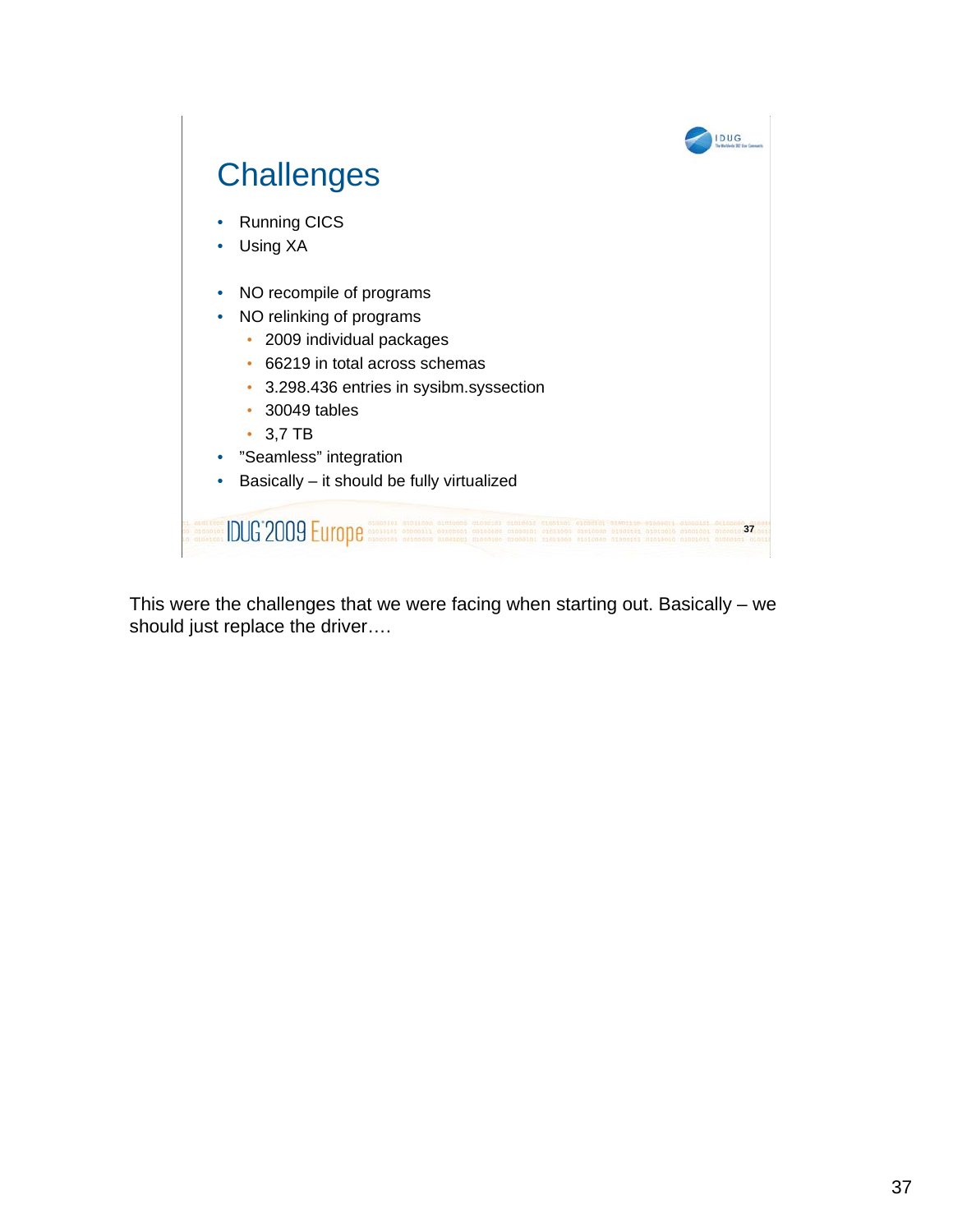## Challenges

- Running CICS
- Using XA

- NO recompile of programs
- NO relinking of programs
  - 2009 individual packages
  - 66219 in total across schemas
  - 3.298.436 entries in sysibm.syssection
  - 30049 tables
  - 3,7 TB
- ”Seamless” integration
- Basically – it should be fully virtualized

This were the challenges that we were facing when starting out. Basically – we should just replace the driver….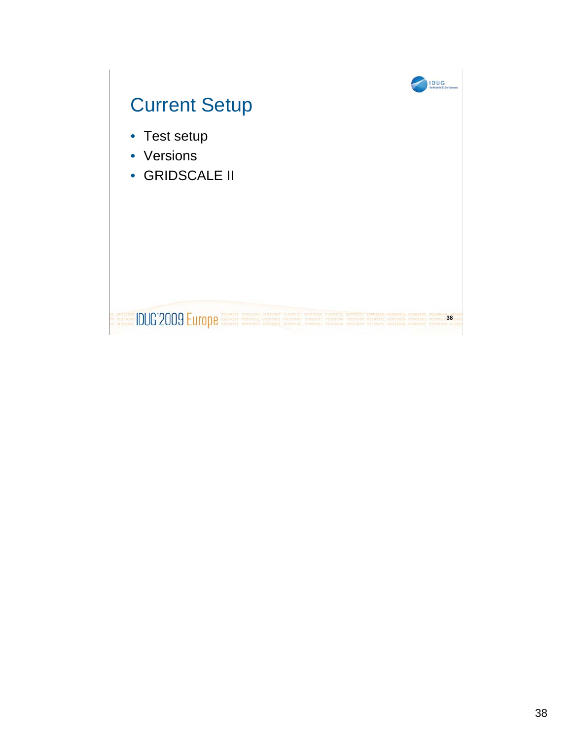# Current Setup

- Test setup
- Versions
- GRIDSCALE II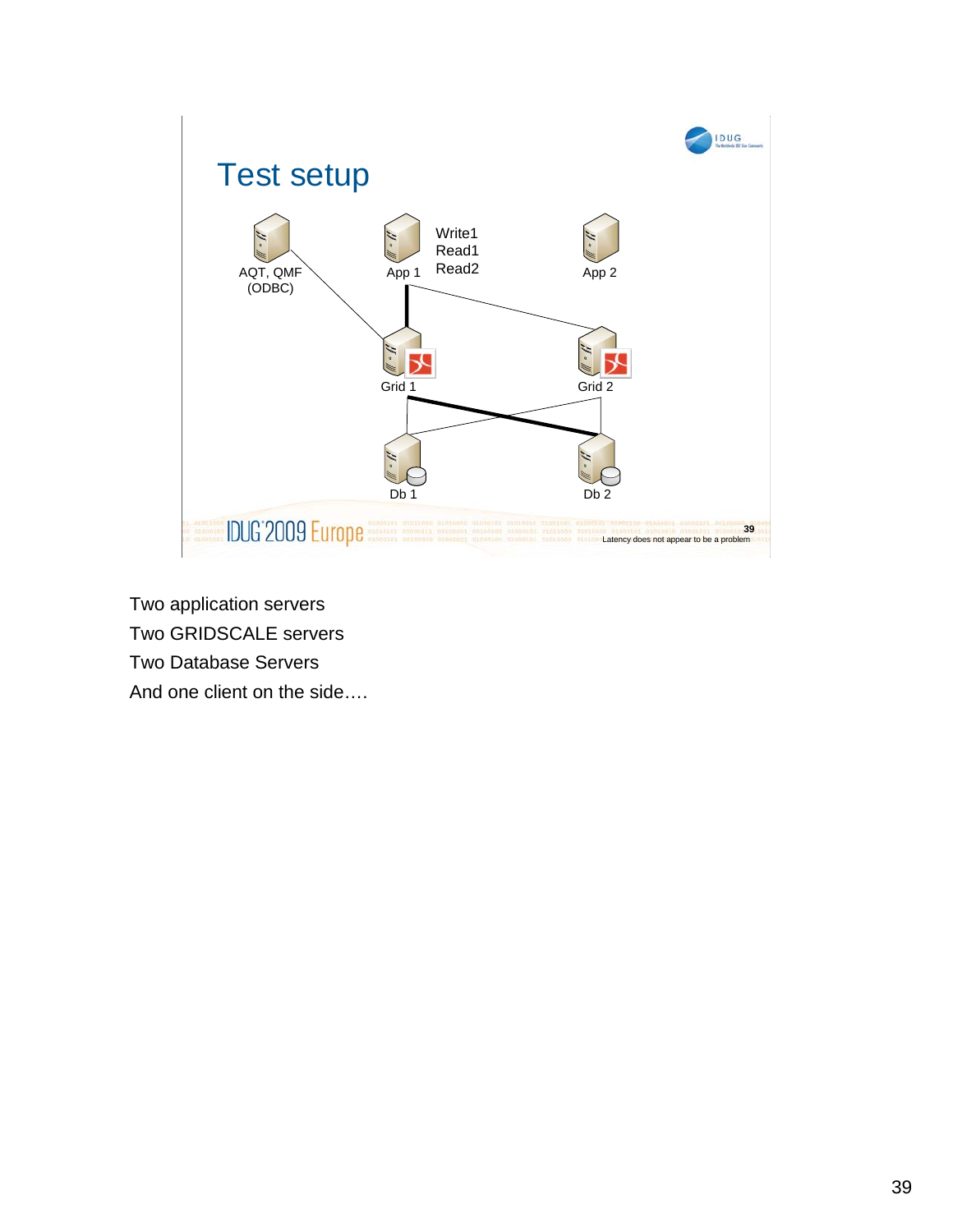# Test setup

AQT, QMF (ODBC)

App 1

Write1
Read1
Read2

App 2

Grid 1

Grid 2

Db 1

Db 2

Latency does not appear to be a problem

Two application servers

Two GRIDSCALE servers

Two Database Servers

And one client on the side….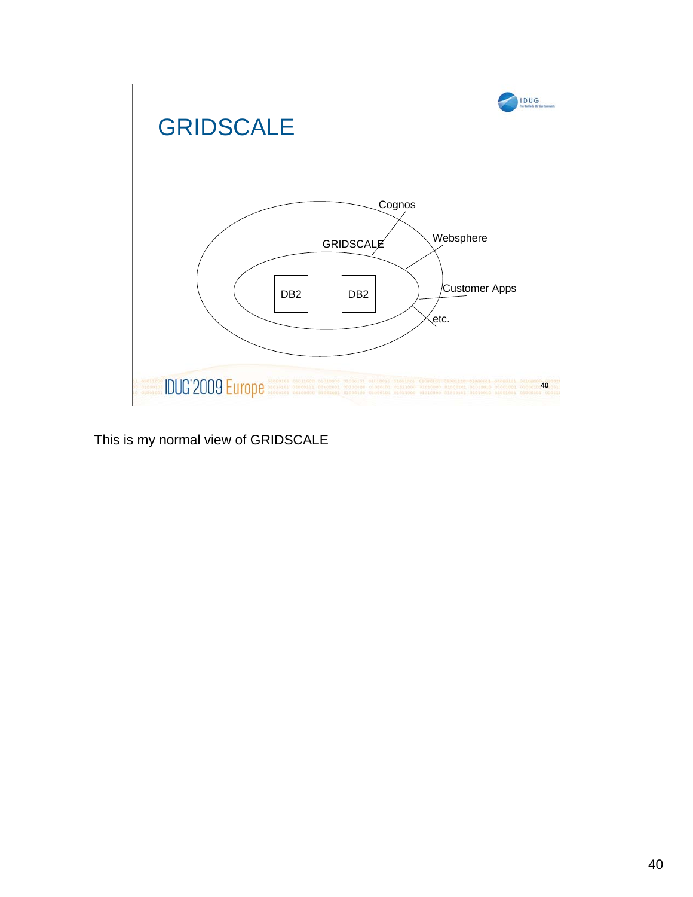# GRIDSCALE

Cognos

GRIDSCALE

Websphere

DB2

DB2

Customer Apps

etc.

This is my normal view of GRIDSCALE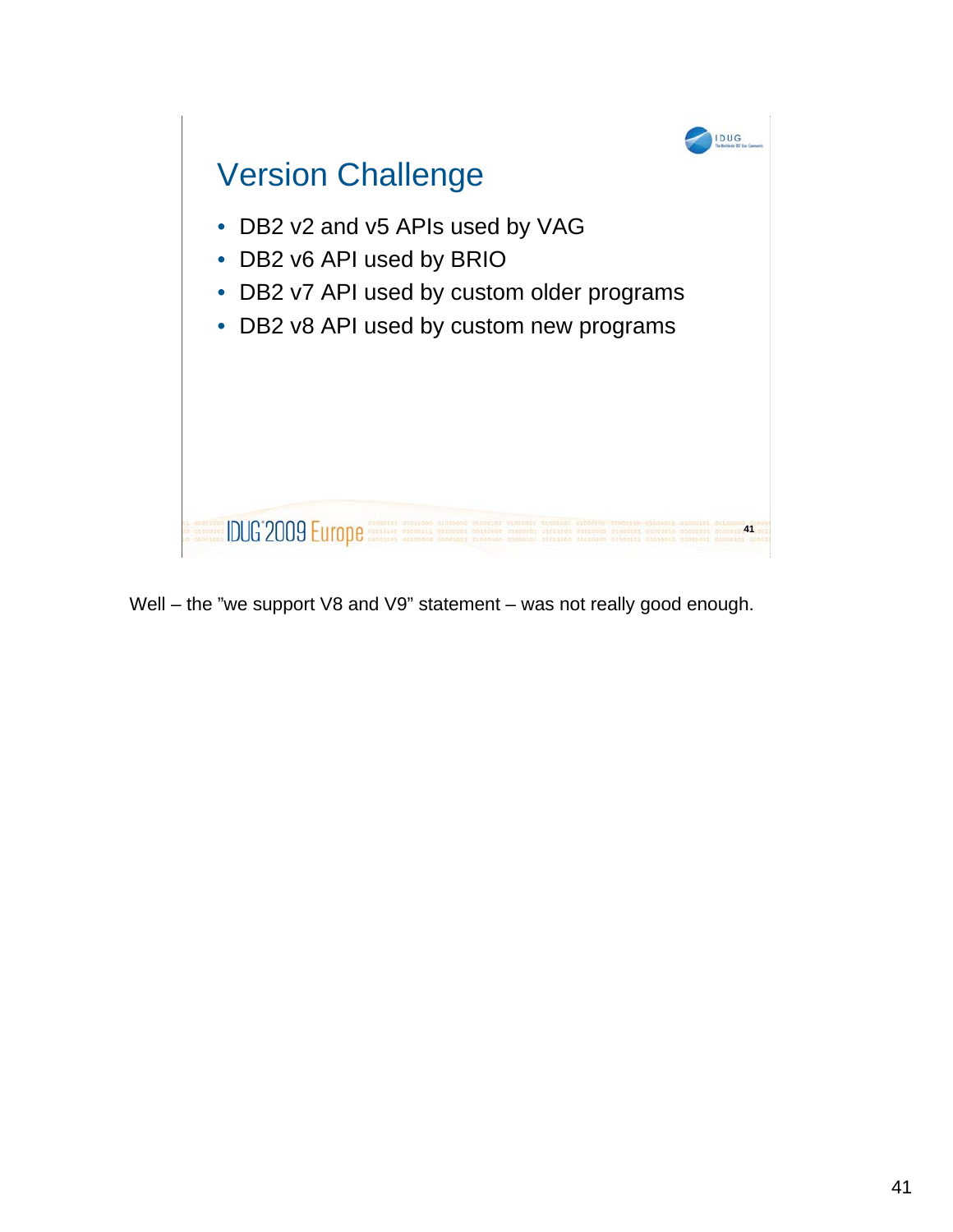## Version Challenge

- DB2 v2 and v5 APIs used by VAG
- DB2 v6 API used by BRIO
- DB2 v7 API used by custom older programs
- DB2 v8 API used by custom new programs

Well – the "we support V8 and V9" statement – was not really good enough.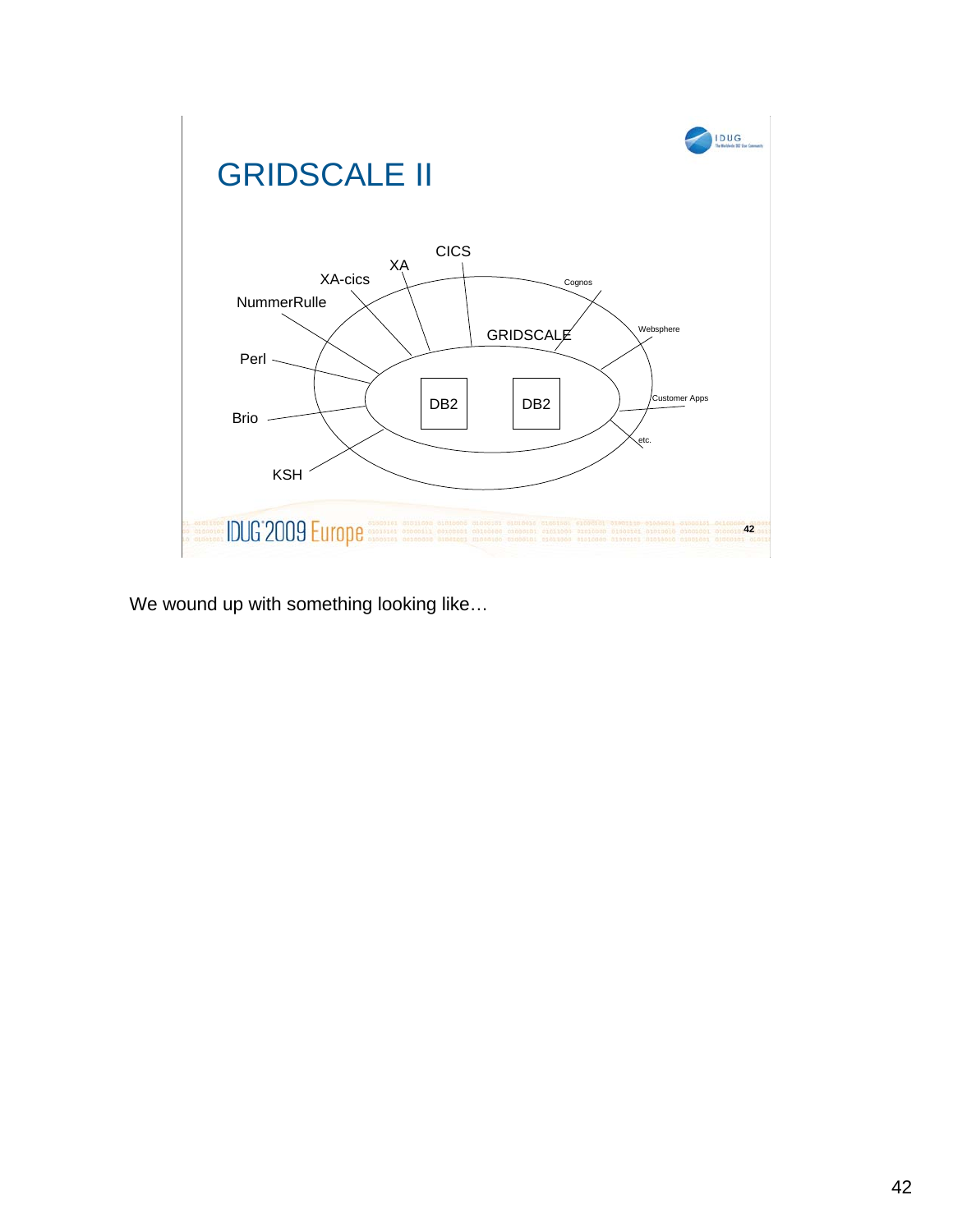## GRIDSCALE II

GRIDSCALE

DB2 DB2

CICS, XA, XA-cics, NummerRulle, Perl, Brio, KSH, Cognos, Websphere, Customer Apps, etc.

We wound up with something looking like…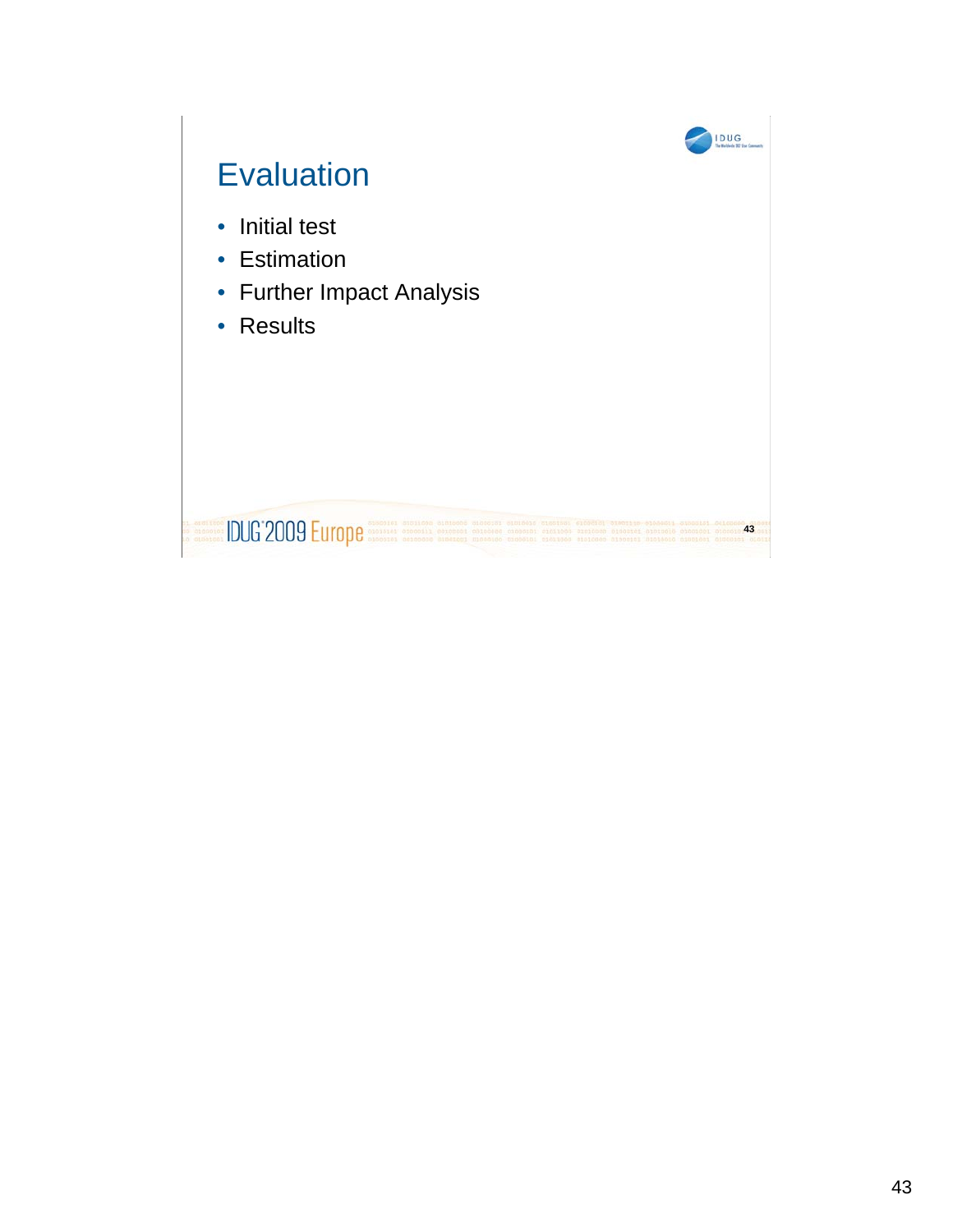# Evaluation

- Initial test
- Estimation
- Further Impact Analysis
- Results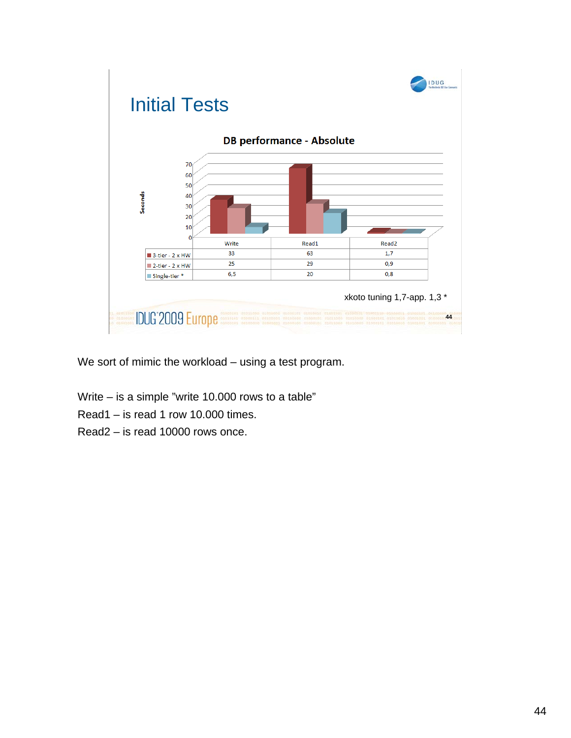# Initial Tests

**DB performance - Absolute**

| | Write | Read1 | Read2 |
|---|---|---|---|
| 3-tier - 2 x HW | 33 | 63 | 1,7 |
| 2-tier - 2 x HW | 25 | 29 | 0,9 |
| Single-tier * | 6,5 | 20 | 0,8 |

xkoto tuning 1,7-app. 1,3 *

We sort of mimic the workload – using a test program.

Write – is a simple "write 10.000 rows to a table"

Read1 – is read 1 row 10.000 times.

Read2 – is read 10000 rows once.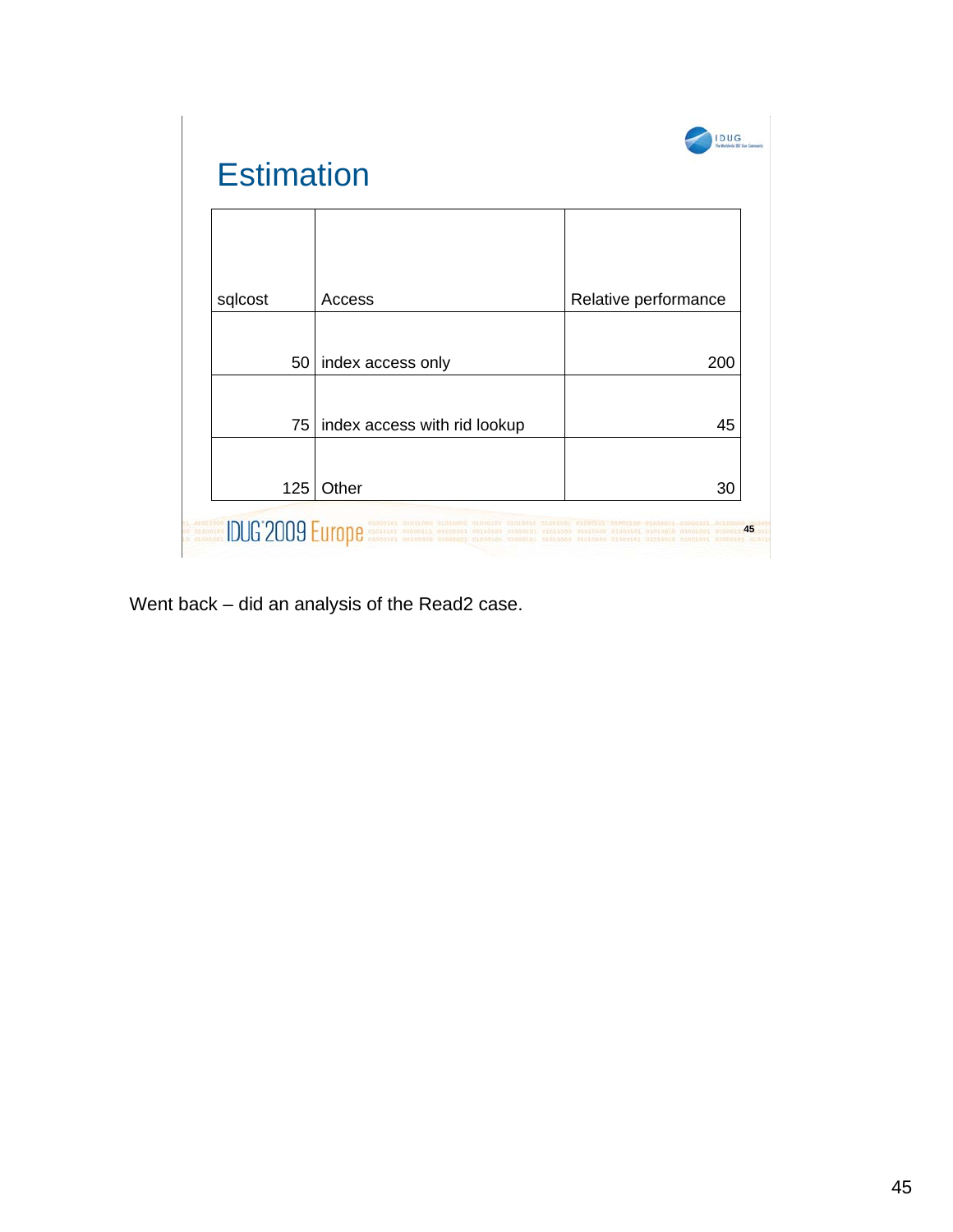# Estimation

| sqlcost | Access | Relative performance |
|---|---|---|
| 50 | index access only | 200 |
| 75 | index access with rid lookup | 45 |
| 125 | Other | 30 |

Went back – did an analysis of the Read2 case.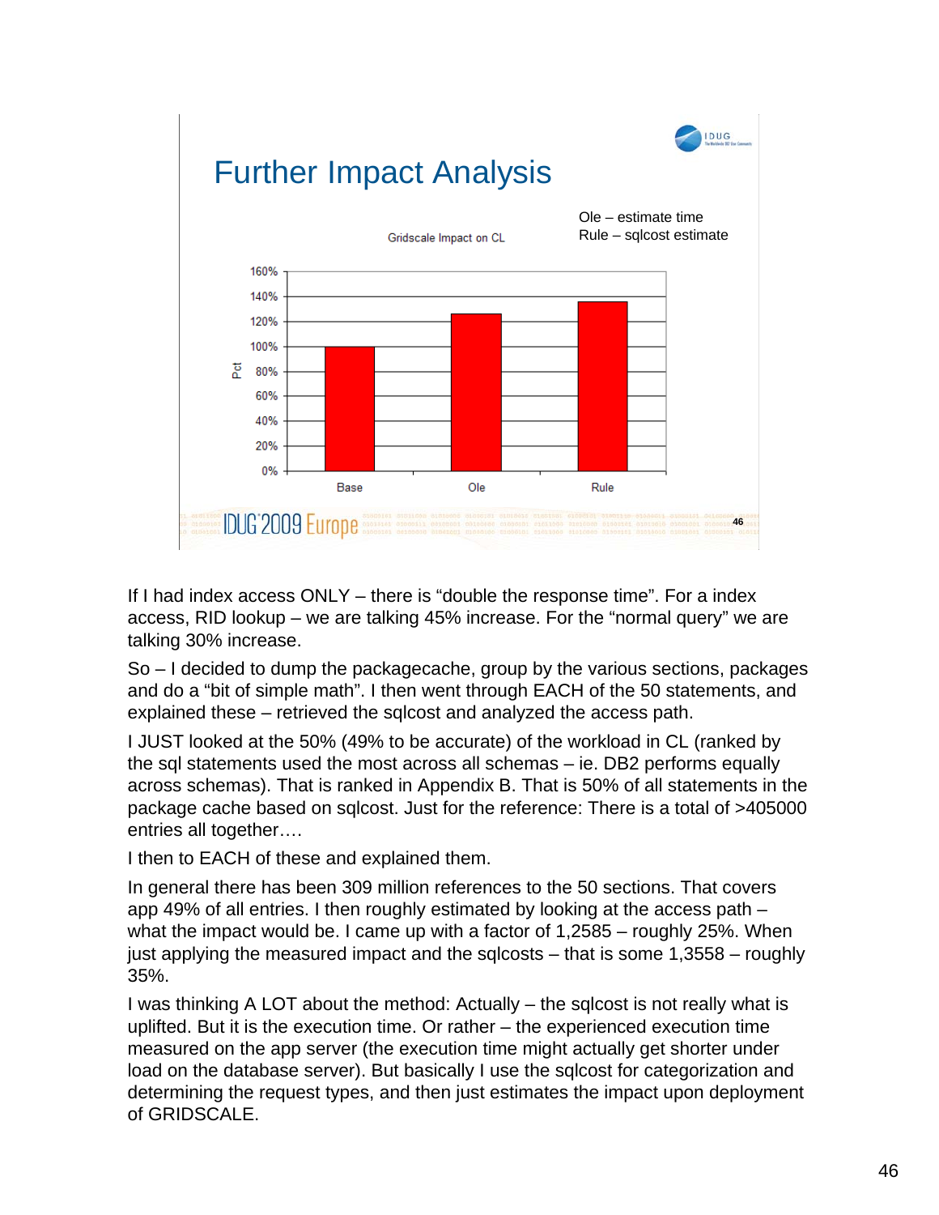## Further Impact Analysis

Ole – estimate time
Rule – sqlcost estimate

Gridscale Impact on CL

| | Pct |
|---|---|
| Base | 100% |
| Ole | ~126% |
| Rule | ~136% |

If I had index access ONLY – there is “double the response time”. For a index access, RID lookup – we are talking 45% increase. For the “normal query” we are talking 30% increase.

So – I decided to dump the packagecache, group by the various sections, packages and do a “bit of simple math”. I then went through EACH of the 50 statements, and explained these – retrieved the sqlcost and analyzed the access path.

I JUST looked at the 50% (49% to be accurate) of the workload in CL (ranked by the sql statements used the most across all schemas – ie. DB2 performs equally across schemas). That is ranked in Appendix B. That is 50% of all statements in the package cache based on sqlcost. Just for the reference: There is a total of >405000 entries all together….

I then to EACH of these and explained them.

In general there has been 309 million references to the 50 sections. That covers app 49% of all entries. I then roughly estimated by looking at the access path – what the impact would be. I came up with a factor of 1,2585 – roughly 25%. When just applying the measured impact and the sqlcosts – that is some 1,3558 – roughly 35%.

I was thinking A LOT about the method: Actually – the sqlcost is not really what is uplifted. But it is the execution time. Or rather – the experienced execution time measured on the app server (the execution time might actually get shorter under load on the database server). But basically I use the sqlcost for categorization and determining the request types, and then just estimates the impact upon deployment of GRIDSCALE.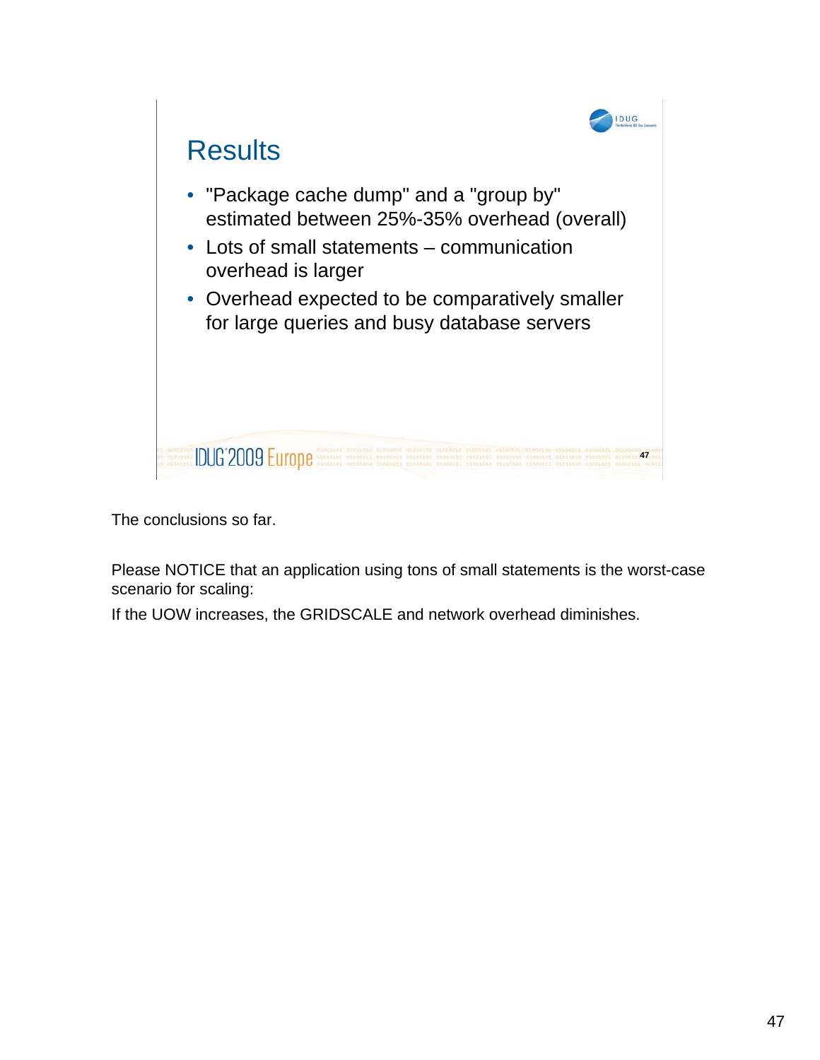## Results

- "Package cache dump" and a "group by" estimated between 25%-35% overhead (overall)
- Lots of small statements – communication overhead is larger
- Overhead expected to be comparatively smaller for large queries and busy database servers

The conclusions so far.

Please NOTICE that an application using tons of small statements is the worst-case scenario for scaling:

If the UOW increases, the GRIDSCALE and network overhead diminishes.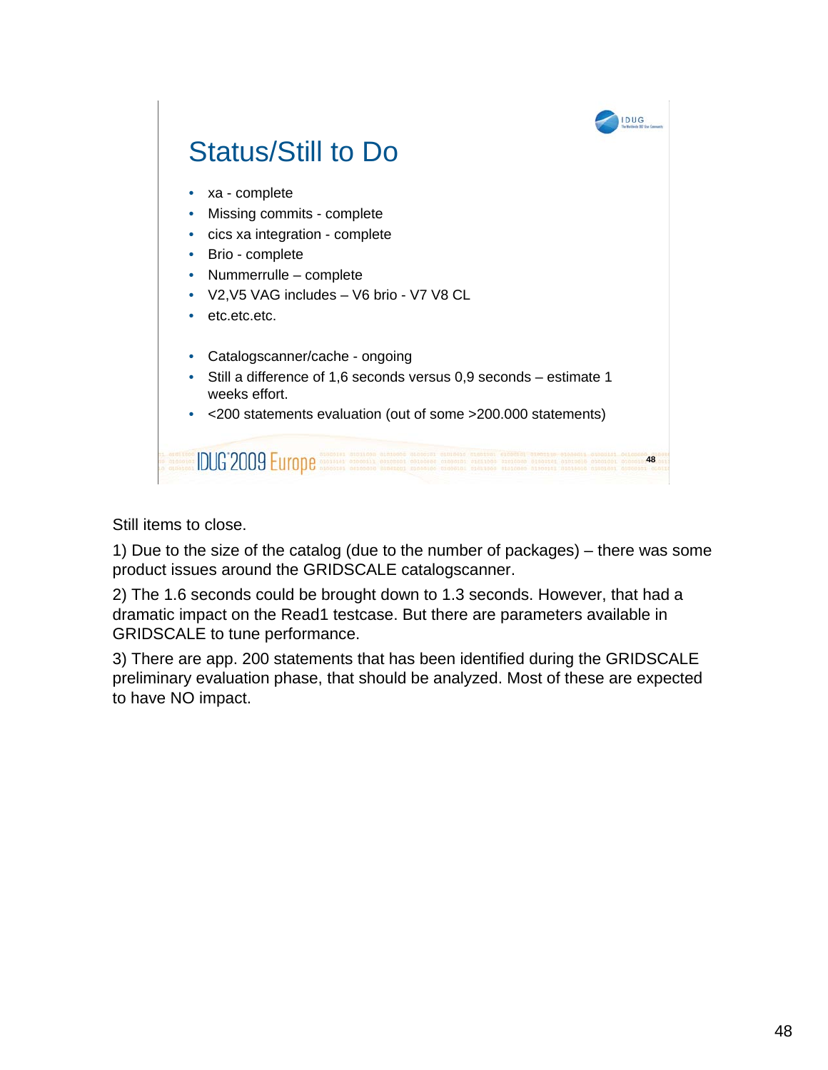## Status/Still to Do

- xa - complete
- Missing commits - complete
- cics xa integration - complete
- Brio - complete
- Nummerrulle – complete
- V2,V5 VAG includes – V6 brio - V7 V8 CL
- etc.etc.etc.

- Catalogscanner/cache - ongoing
- Still a difference of 1,6 seconds versus 0,9 seconds – estimate 1 weeks effort.
- <200 statements evaluation (out of some >200.000 statements)

Still items to close.

1) Due to the size of the catalog (due to the number of packages) – there was some product issues around the GRIDSCALE catalogscanner.

2) The 1.6 seconds could be brought down to 1.3 seconds. However, that had a dramatic impact on the Read1 testcase. But there are parameters available in GRIDSCALE to tune performance.

3) There are app. 200 statements that has been identified during the GRIDSCALE preliminary evaluation phase, that should be analyzed. Most of these are expected to have NO impact.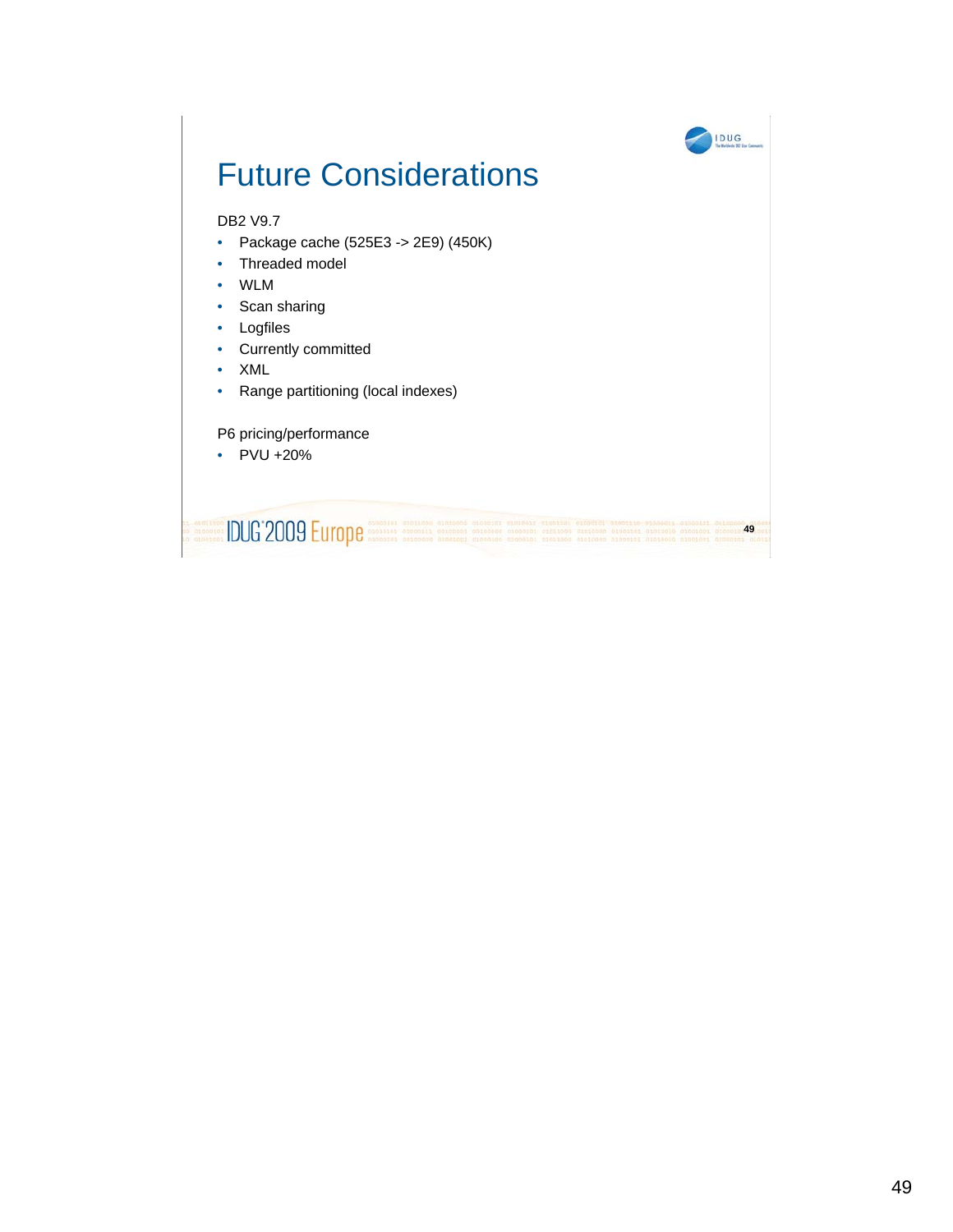# Future Considerations

DB2 V9.7

- Package cache (525E3 -> 2E9) (450K)
- Threaded model
- WLM
- Scan sharing
- Logfiles
- Currently committed
- XML
- Range partitioning (local indexes)

P6 pricing/performance

- PVU +20%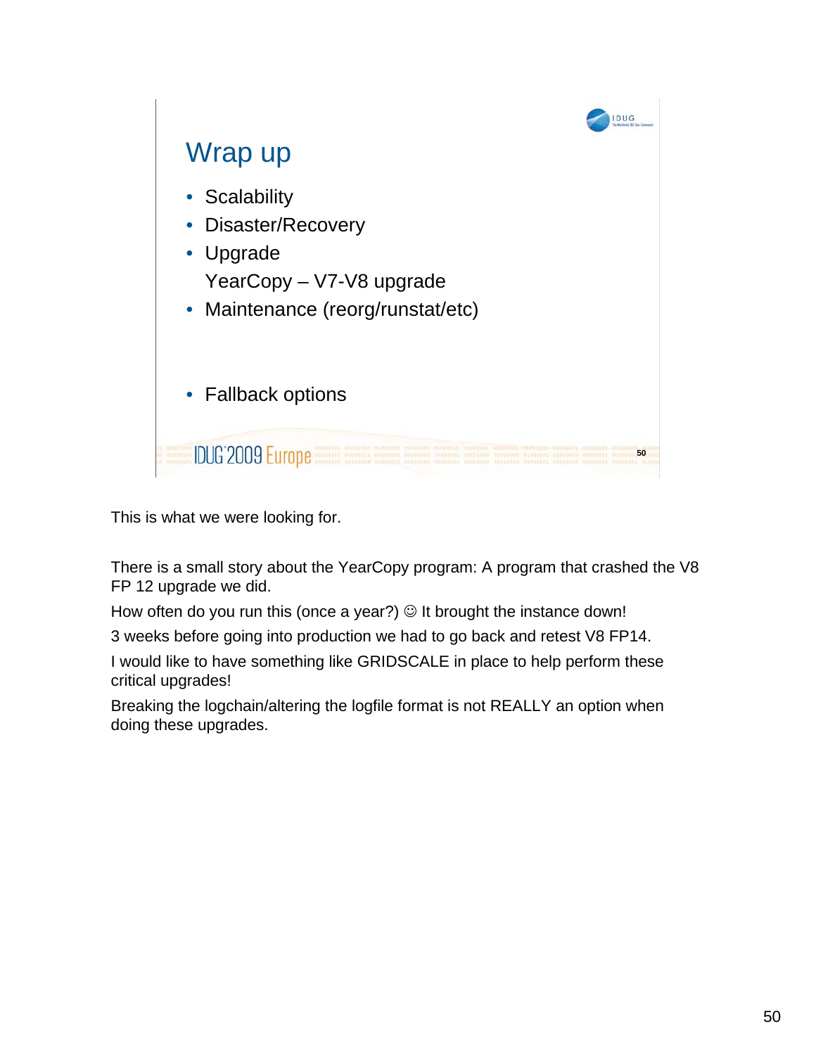## Wrap up

- Scalability
- Disaster/Recovery
- Upgrade

  YearCopy – V7-V8 upgrade
- Maintenance (reorg/runstat/etc)

- Fallback options

This is what we were looking for.

There is a small story about the YearCopy program: A program that crashed the V8 FP 12 upgrade we did.

How often do you run this (once a year?) ☺ It brought the instance down!

3 weeks before going into production we had to go back and retest V8 FP14.

I would like to have something like GRIDSCALE in place to help perform these critical upgrades!

Breaking the logchain/altering the logfile format is not REALLY an option when doing these upgrades.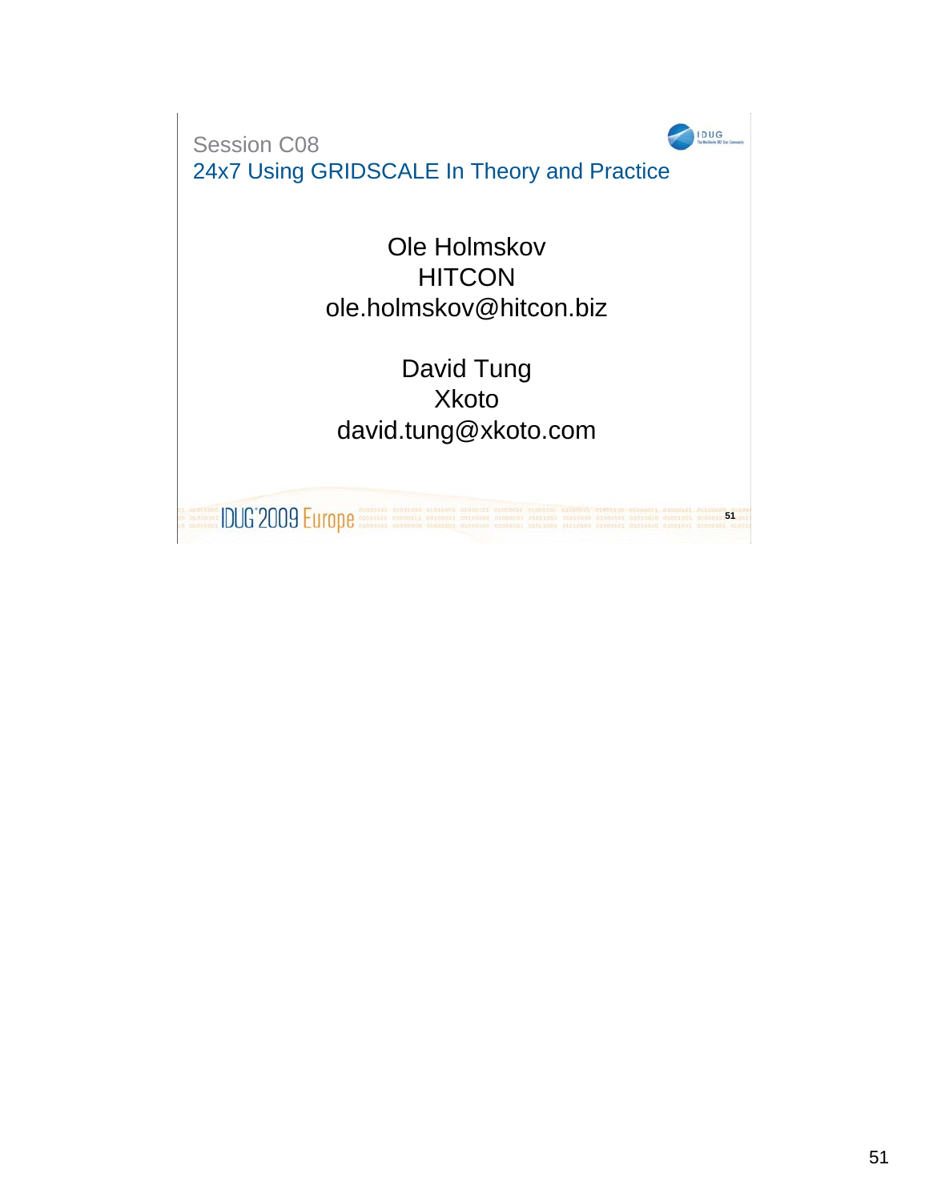Session C08

## 24x7 Using GRIDSCALE In Theory and Practice

Ole Holmskov
HITCON
ole.holmskov@hitcon.biz

David Tung
Xkoto
david.tung@xkoto.com